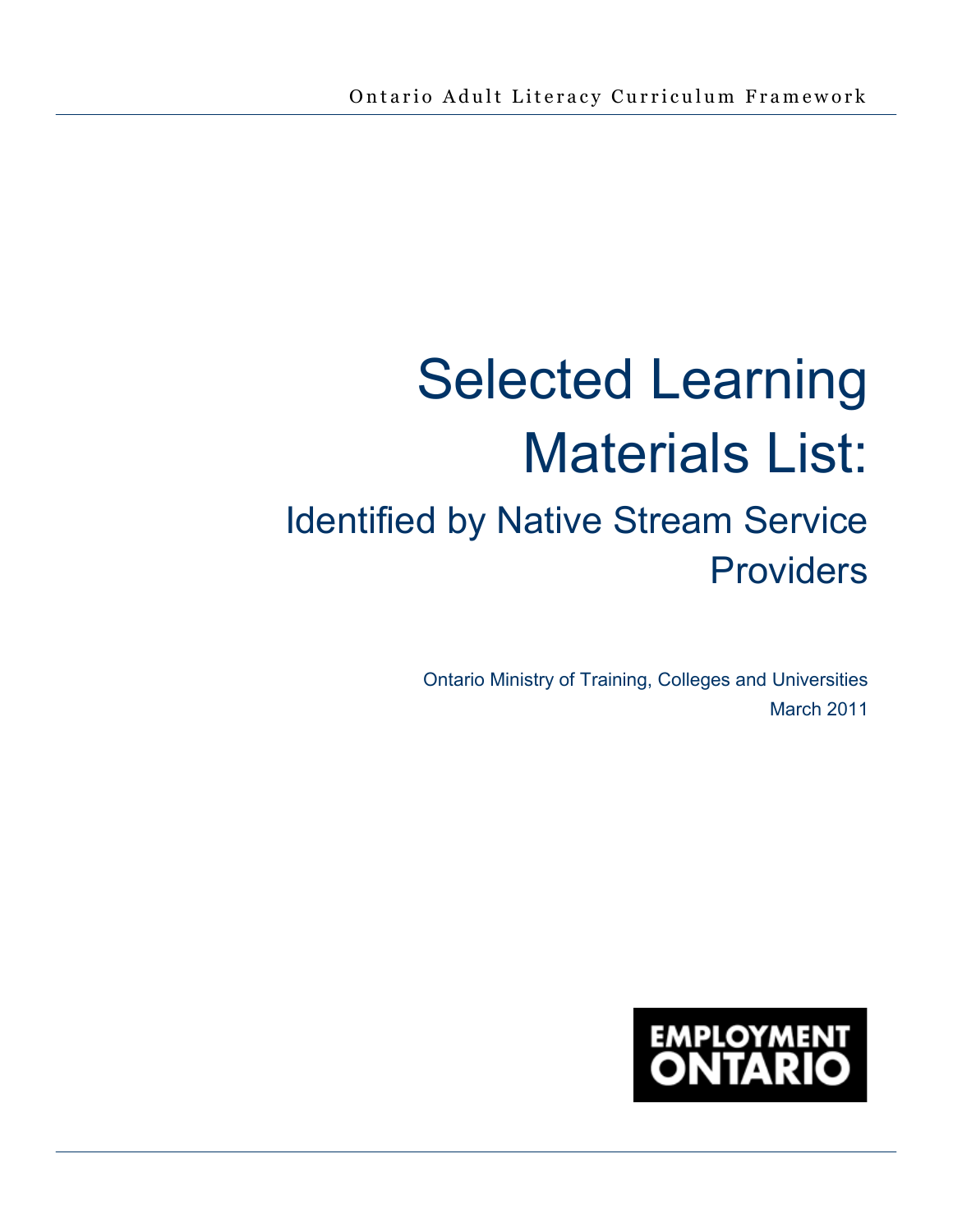Ontario Adult Literacy Curriculum Framework

# Selected Learning Materials List:

## Identified by Native Stream Service Providers

Ontario Ministry of Training, Colleges and Universities

March 2011

EMPLOYMENT ONTARIO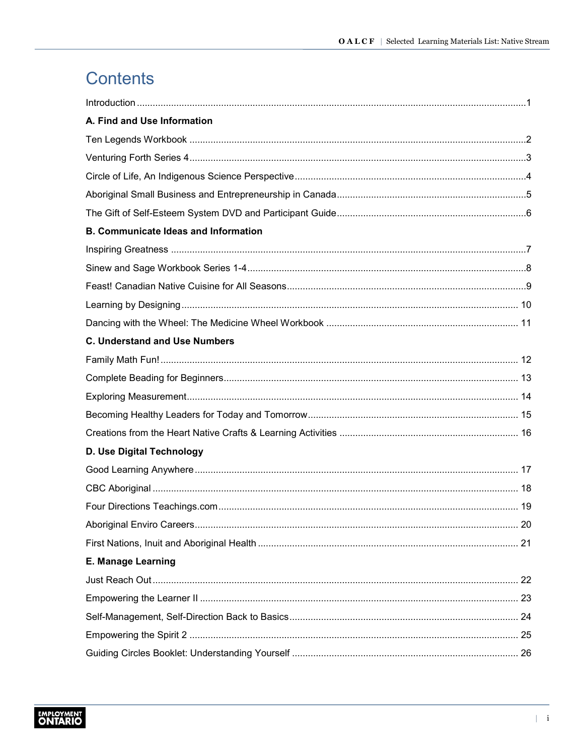# Contents

Introduction ........................................................................................................................................1

**A. Find and Use Information**

Ten Legends Workbook .......................................................................................................................2

Venturing Forth Series 4 .......................................................................................................................3

Circle of Life, An Indigenous Science Perspective ...............................................................................4

Aboriginal Small Business and Entrepreneurship in Canada ...............................................................5

The Gift of Self-Esteem System DVD and Participant Guide ...............................................................6

**B. Communicate Ideas and Information**

Inspiring Greatness ..............................................................................................................................7

Sinew and Sage Workbook Series 1-4 .................................................................................................8

Feast! Canadian Native Cuisine for All Seasons ..................................................................................9

Learning by Designing ........................................................................................................................ 10

Dancing with the Wheel: The Medicine Wheel Workbook .................................................................. 11

**C. Understand and Use Numbers**

Family Math Fun! ............................................................................................................................... 12

Complete Beading for Beginners ........................................................................................................ 13

Exploring Measurement ...................................................................................................................... 14

Becoming Healthy Leaders for Today and Tomorrow ......................................................................... 15

Creations from the Heart Native Crafts & Learning Activities ............................................................. 16

**D. Use Digital Technology**

Good Learning Anywhere ................................................................................................................... 17

CBC Aboriginal ................................................................................................................................... 18

Four Directions Teachings.com .......................................................................................................... 19

Aboriginal Enviro Careers ................................................................................................................... 20

First Nations, Inuit and Aboriginal Health ........................................................................................... 21

**E. Manage Learning**

Just Reach Out ................................................................................................................................... 22

Empowering the Learner II ................................................................................................................. 23

Self-Management, Self-Direction Back to Basics ................................................................................ 24

Empowering the Spirit 2 ..................................................................................................................... 25

Guiding Circles Booklet: Understanding Yourself ............................................................................... 26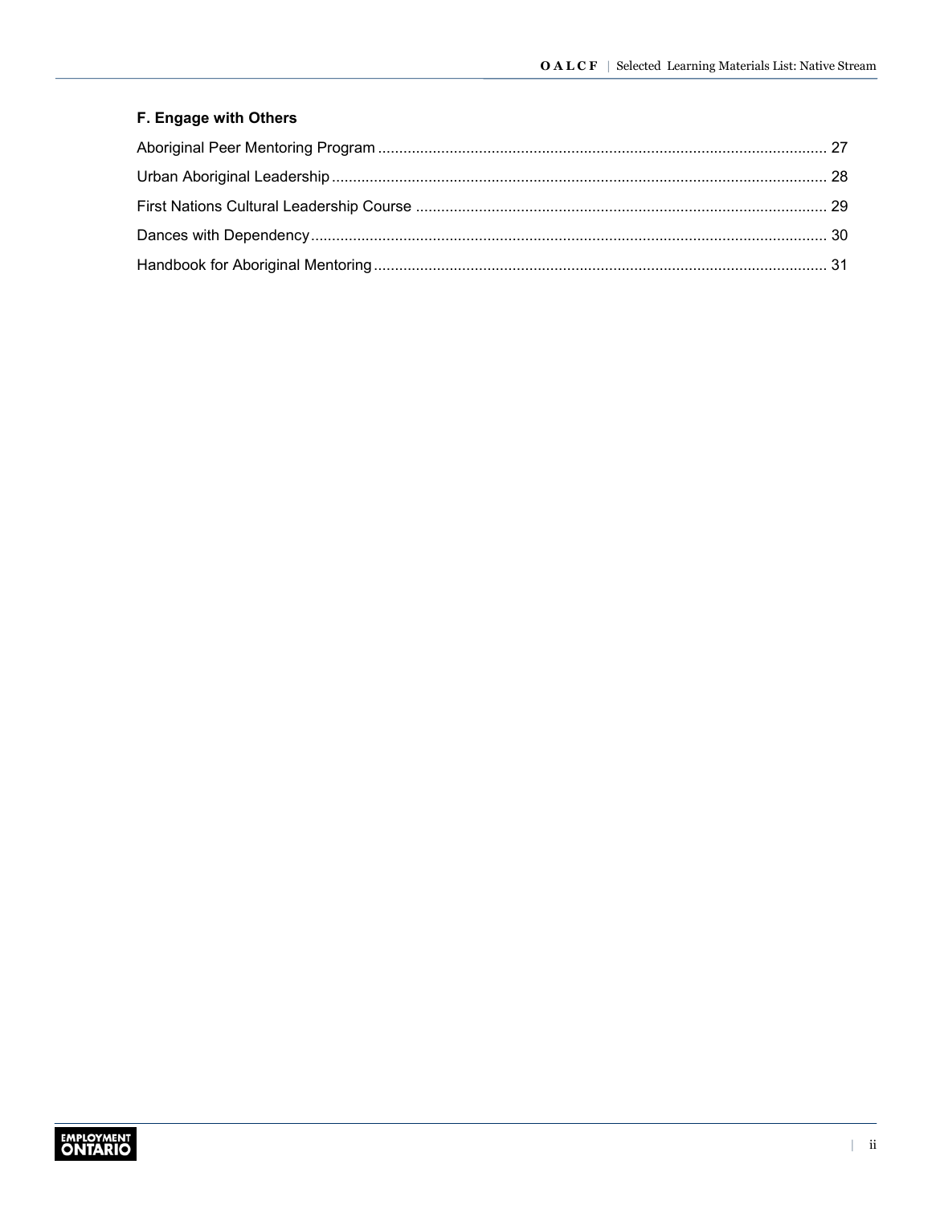### F. Engage with Others

Aboriginal Peer Mentoring Program ........................................................................................................ 27

Urban Aboriginal Leadership ................................................................................................................. 28

First Nations Cultural Leadership Course ............................................................................................. 29

Dances with Dependency ...................................................................................................................... 30

Handbook for Aboriginal Mentoring ....................................................................................................... 31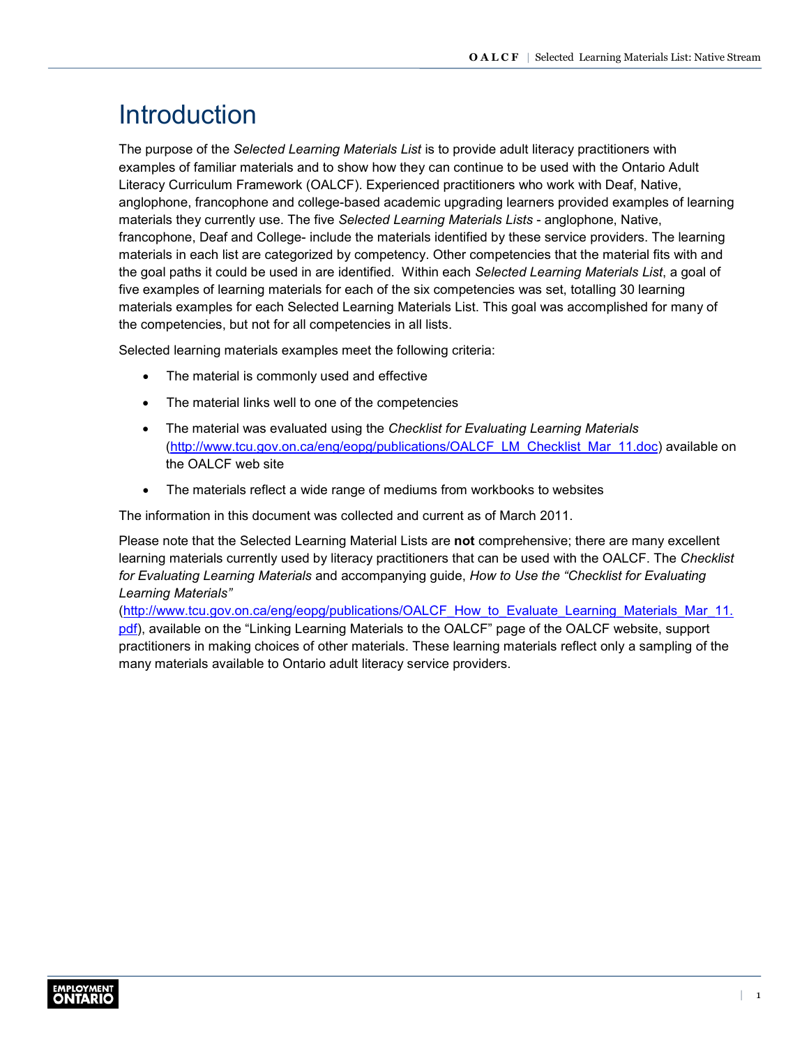# Introduction

The purpose of the *Selected Learning Materials List* is to provide adult literacy practitioners with examples of familiar materials and to show how they can continue to be used with the Ontario Adult Literacy Curriculum Framework (OALCF). Experienced practitioners who work with Deaf, Native, anglophone, francophone and college-based academic upgrading learners provided examples of learning materials they currently use. The five *Selected Learning Materials Lists* - anglophone, Native, francophone, Deaf and College- include the materials identified by these service providers. The learning materials in each list are categorized by competency. Other competencies that the material fits with and the goal paths it could be used in are identified. Within each *Selected Learning Materials List*, a goal of five examples of learning materials for each of the six competencies was set, totalling 30 learning materials examples for each Selected Learning Materials List. This goal was accomplished for many of the competencies, but not for all competencies in all lists.

Selected learning materials examples meet the following criteria:

- The material is commonly used and effective
- The material links well to one of the competencies
- The material was evaluated using the *Checklist for Evaluating Learning Materials* (http://www.tcu.gov.on.ca/eng/eopg/publications/OALCF_LM_Checklist_Mar_11.doc) available on the OALCF web site
- The materials reflect a wide range of mediums from workbooks to websites

The information in this document was collected and current as of March 2011.

Please note that the Selected Learning Material Lists are **not** comprehensive; there are many excellent learning materials currently used by literacy practitioners that can be used with the OALCF. The *Checklist for Evaluating Learning Materials* and accompanying guide, *How to Use the "Checklist for Evaluating Learning Materials"* (http://www.tcu.gov.on.ca/eng/eopg/publications/OALCF_How_to_Evaluate_Learning_Materials_Mar_11.pdf), available on the "Linking Learning Materials to the OALCF" page of the OALCF website, support practitioners in making choices of other materials. These learning materials reflect only a sampling of the many materials available to Ontario adult literacy service providers.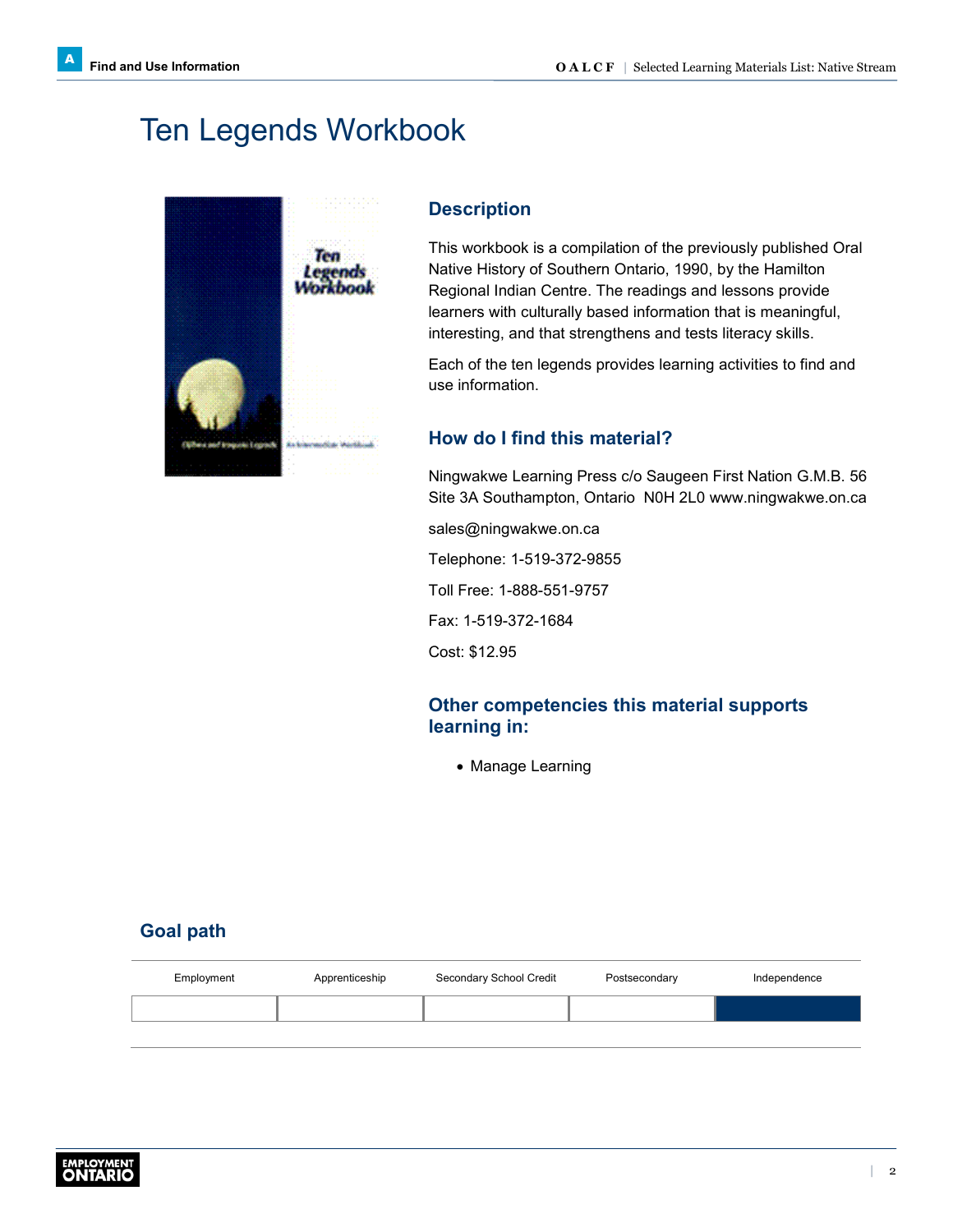# Ten Legends Workbook

## Description

This workbook is a compilation of the previously published Oral Native History of Southern Ontario, 1990, by the Hamilton Regional Indian Centre. The readings and lessons provide learners with culturally based information that is meaningful, interesting, and that strengthens and tests literacy skills.

Each of the ten legends provides learning activities to find and use information.

## How do I find this material?

Ningwakwe Learning Press c/o Saugeen First Nation G.M.B. 56 Site 3A Southampton, Ontario N0H 2L0 www.ningwakwe.on.ca

sales@ningwakwe.on.ca

Telephone: 1-519-372-9855

Toll Free: 1-888-551-9757

Fax: 1-519-372-1684

Cost: $12.95

## Other competencies this material supports learning in:

- Manage Learning

## Goal path

| Employment | Apprenticeship | Secondary School Credit | Postsecondary | Independence |
| --- | --- | --- | --- | --- |
| | | | | ■ |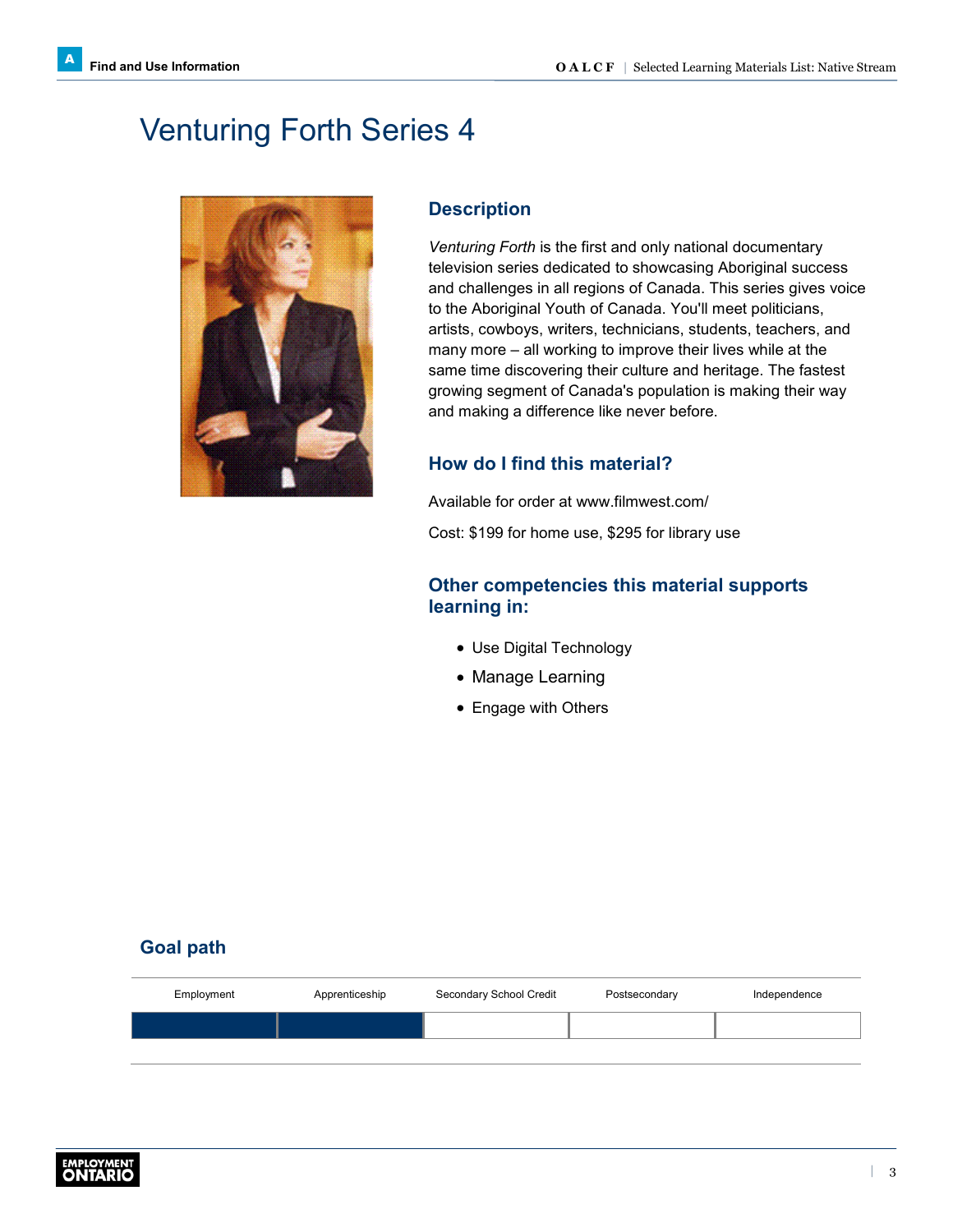# Venturing Forth Series 4

## Description

*Venturing Forth* is the first and only national documentary television series dedicated to showcasing Aboriginal success and challenges in all regions of Canada. This series gives voice to the Aboriginal Youth of Canada. You'll meet politicians, artists, cowboys, writers, technicians, students, teachers, and many more – all working to improve their lives while at the same time discovering their culture and heritage. The fastest growing segment of Canada's population is making their way and making a difference like never before.

## How do I find this material?

Available for order at www.filmwest.com/

Cost: $199 for home use, $295 for library use

## Other competencies this material supports learning in:

- Use Digital Technology
- Manage Learning
- Engage with Others

## Goal path

| Employment | Apprenticeship | Secondary School Credit | Postsecondary | Independence |
|---|---|---|---|---|
| ■ | ■ | | | |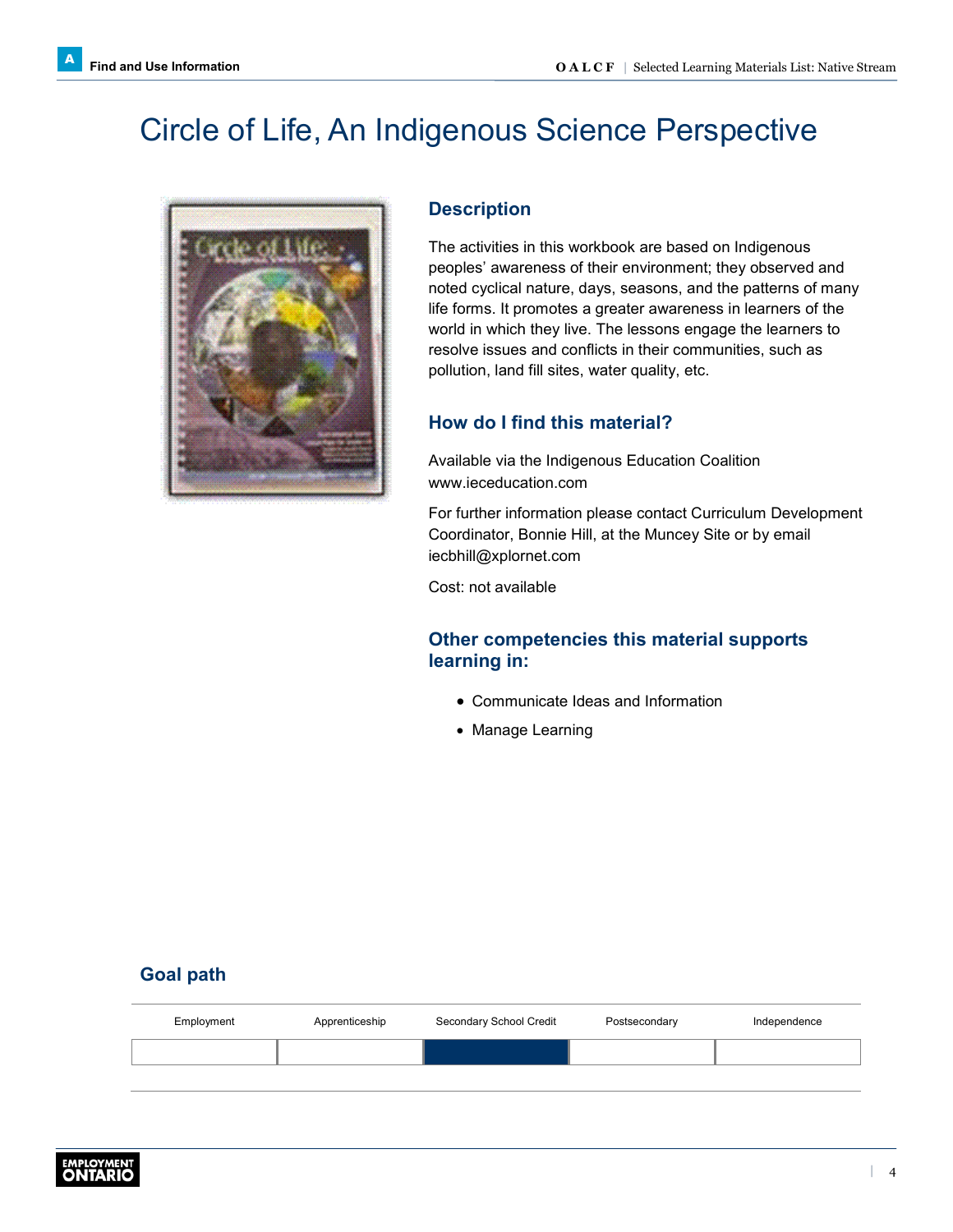# Circle of Life, An Indigenous Science Perspective

## Description

The activities in this workbook are based on Indigenous peoples' awareness of their environment; they observed and noted cyclical nature, days, seasons, and the patterns of many life forms. It promotes a greater awareness in learners of the world in which they live. The lessons engage the learners to resolve issues and conflicts in their communities, such as pollution, land fill sites, water quality, etc.

## How do I find this material?

Available via the Indigenous Education Coalition www.ieceducation.com

For further information please contact Curriculum Development Coordinator, Bonnie Hill, at the Muncey Site or by email iecbhill@xplornet.com

Cost: not available

## Other competencies this material supports learning in:

- Communicate Ideas and Information
- Manage Learning

## Goal path

| Employment | Apprenticeship | Secondary School Credit | Postsecondary | Independence |
|---|---|---|---|---|
| | | ■ | | |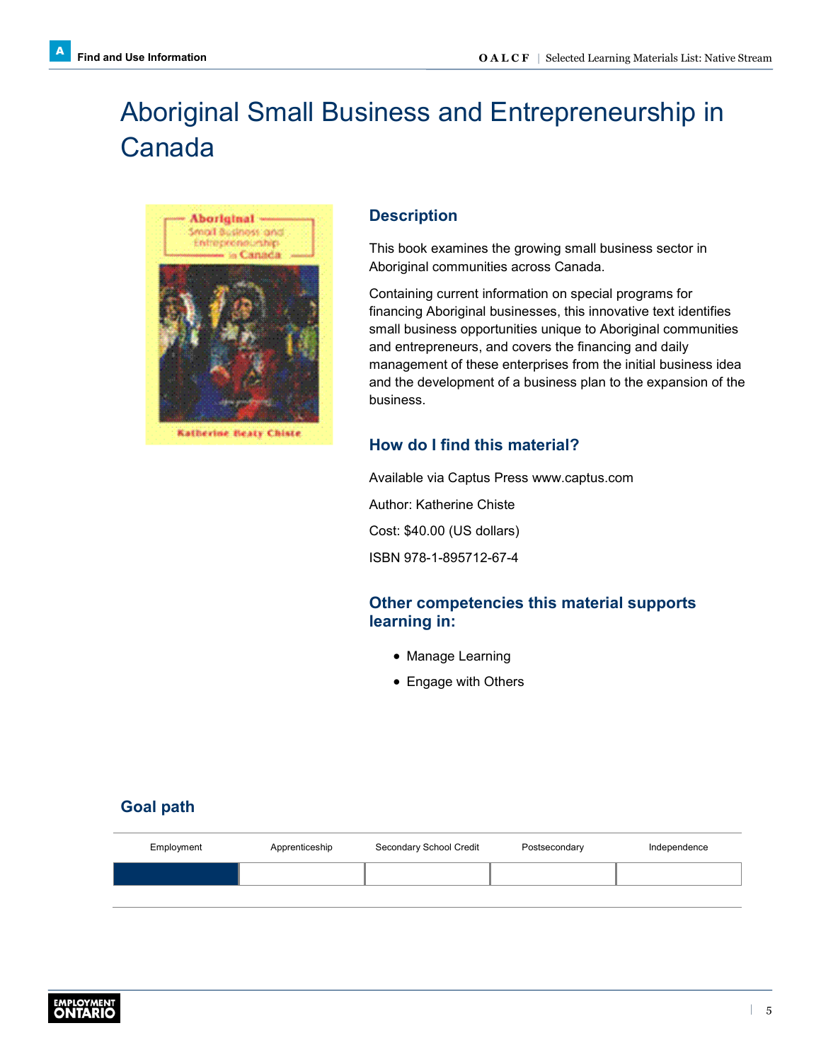# Aboriginal Small Business and Entrepreneurship in Canada

## Description

This book examines the growing small business sector in Aboriginal communities across Canada.

Containing current information on special programs for financing Aboriginal businesses, this innovative text identifies small business opportunities unique to Aboriginal communities and entrepreneurs, and covers the financing and daily management of these enterprises from the initial business idea and the development of a business plan to the expansion of the business.

## How do I find this material?

Available via Captus Press www.captus.com

Author: Katherine Chiste

Cost: $40.00 (US dollars)

ISBN 978-1-895712-67-4

## Other competencies this material supports learning in:

- Manage Learning
- Engage with Others

## Goal path

| Employment | Apprenticeship | Secondary School Credit | Postsecondary | Independence |
|---|---|---|---|---|
| ■ | | | | |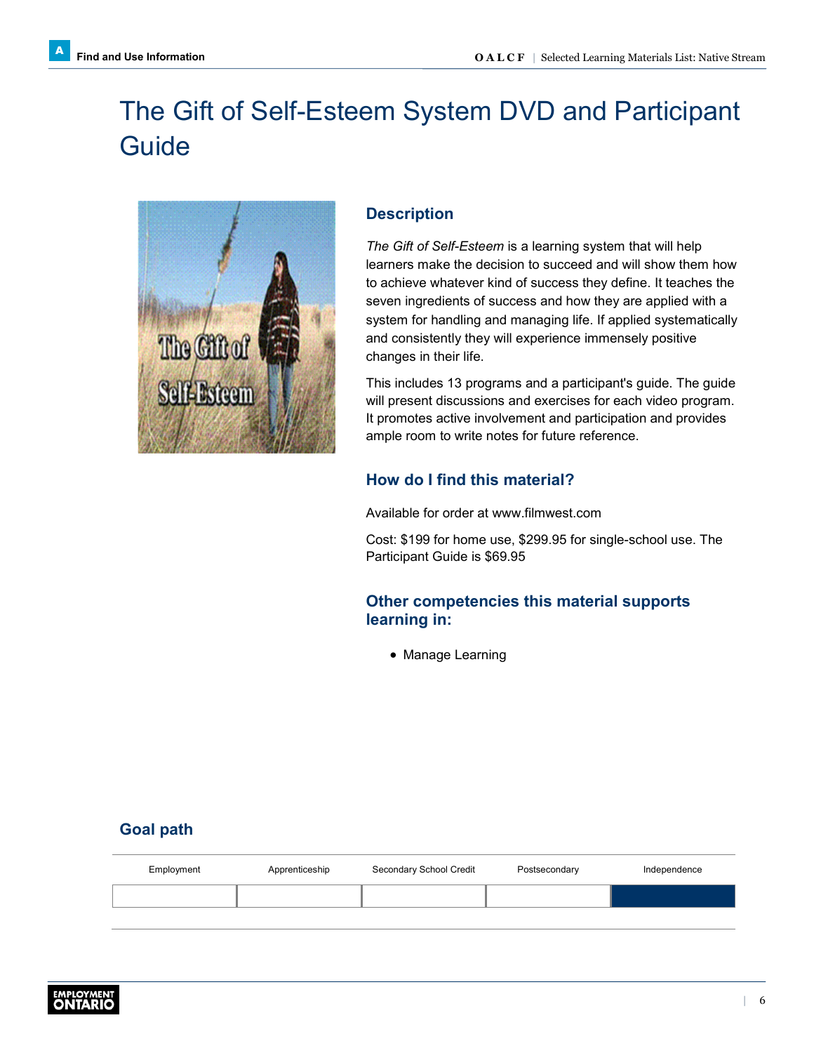# The Gift of Self-Esteem System DVD and Participant Guide

## Description

*The Gift of Self-Esteem* is a learning system that will help learners make the decision to succeed and will show them how to achieve whatever kind of success they define. It teaches the seven ingredients of success and how they are applied with a system for handling and managing life. If applied systematically and consistently they will experience immensely positive changes in their life.

This includes 13 programs and a participant's guide. The guide will present discussions and exercises for each video program. It promotes active involvement and participation and provides ample room to write notes for future reference.

## How do I find this material?

Available for order at www.filmwest.com

Cost: $199 for home use, $299.95 for single-school use. The Participant Guide is $69.95

## Other competencies this material supports learning in:

- Manage Learning

## Goal path

| Employment | Apprenticeship | Secondary School Credit | Postsecondary | Independence |
|---|---|---|---|---|
| | | | | ■ |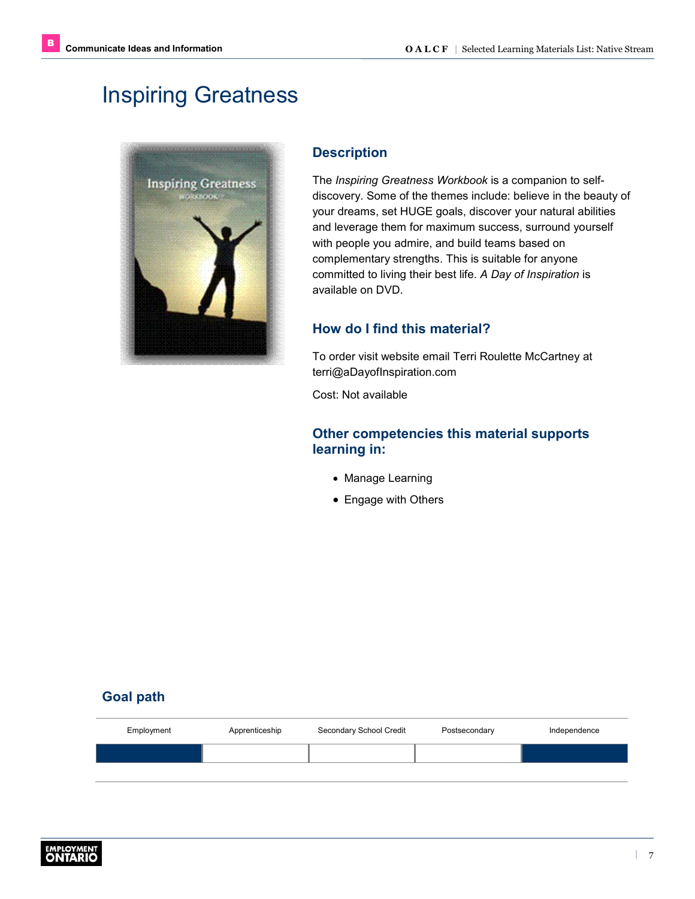# Inspiring Greatness

## Description

The *Inspiring Greatness Workbook* is a companion to self-discovery. Some of the themes include: believe in the beauty of your dreams, set HUGE goals, discover your natural abilities and leverage them for maximum success, surround yourself with people you admire, and build teams based on complementary strengths. This is suitable for anyone committed to living their best life. *A Day of Inspiration* is available on DVD.

## How do I find this material?

To order visit website email Terri Roulette McCartney at terri@aDayofInspiration.com

Cost: Not available

## Other competencies this material supports learning in:

- Manage Learning
- Engage with Others

## Goal path

| Employment | Apprenticeship | Secondary School Credit | Postsecondary | Independence |
|---|---|---|---|---|
| ■ | | | | ■ |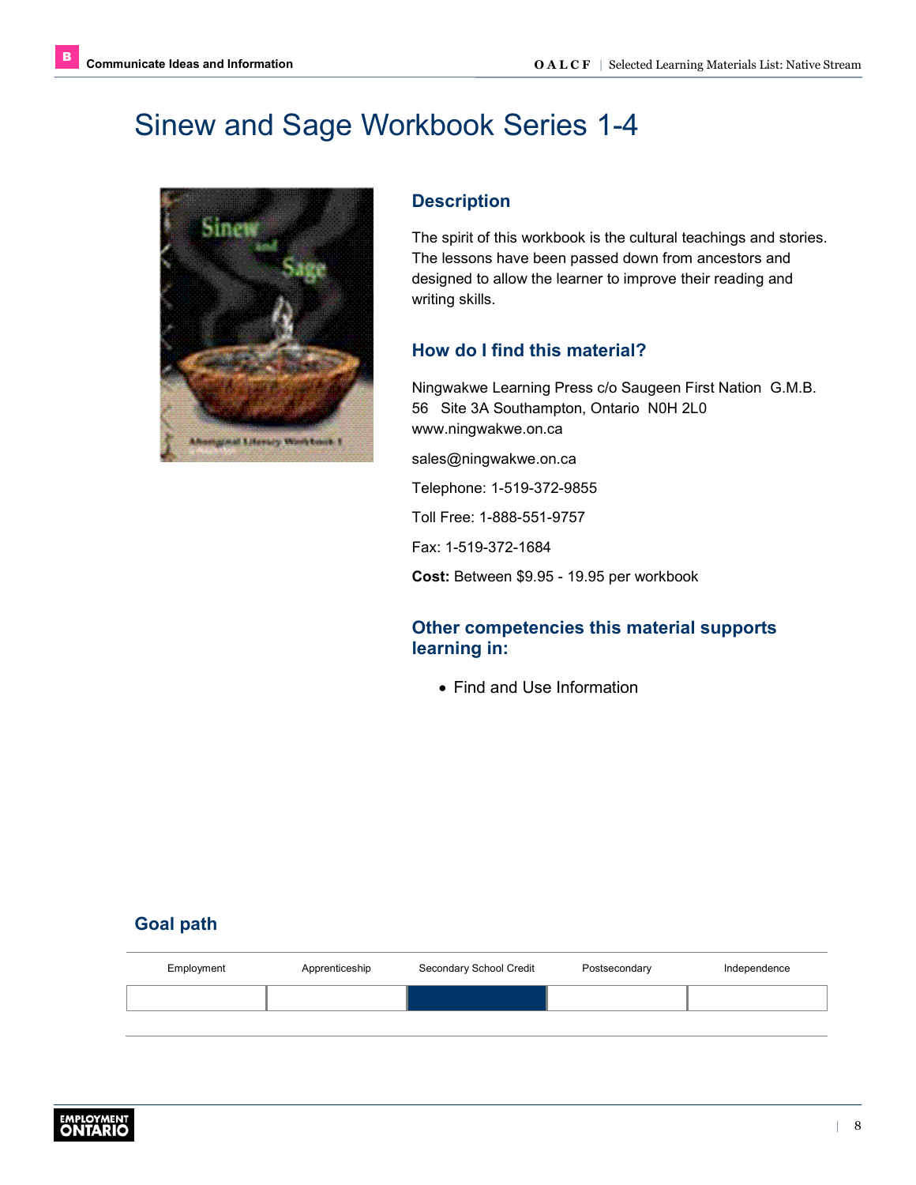# Sinew and Sage Workbook Series 1-4

## Description

The spirit of this workbook is the cultural teachings and stories. The lessons have been passed down from ancestors and designed to allow the learner to improve their reading and writing skills.

## How do I find this material?

Ningwakwe Learning Press c/o Saugeen First Nation G.M.B. 56 Site 3A Southampton, Ontario N0H 2L0
www.ningwakwe.on.ca

sales@ningwakwe.on.ca

Telephone: 1-519-372-9855

Toll Free: 1-888-551-9757

Fax: 1-519-372-1684

**Cost:** Between $9.95 - 19.95 per workbook

## Other competencies this material supports learning in:

- Find and Use Information

## Goal path

| Employment | Apprenticeship | Secondary School Credit | Postsecondary | Independence |
|---|---|---|---|---|
| | | ■ | | |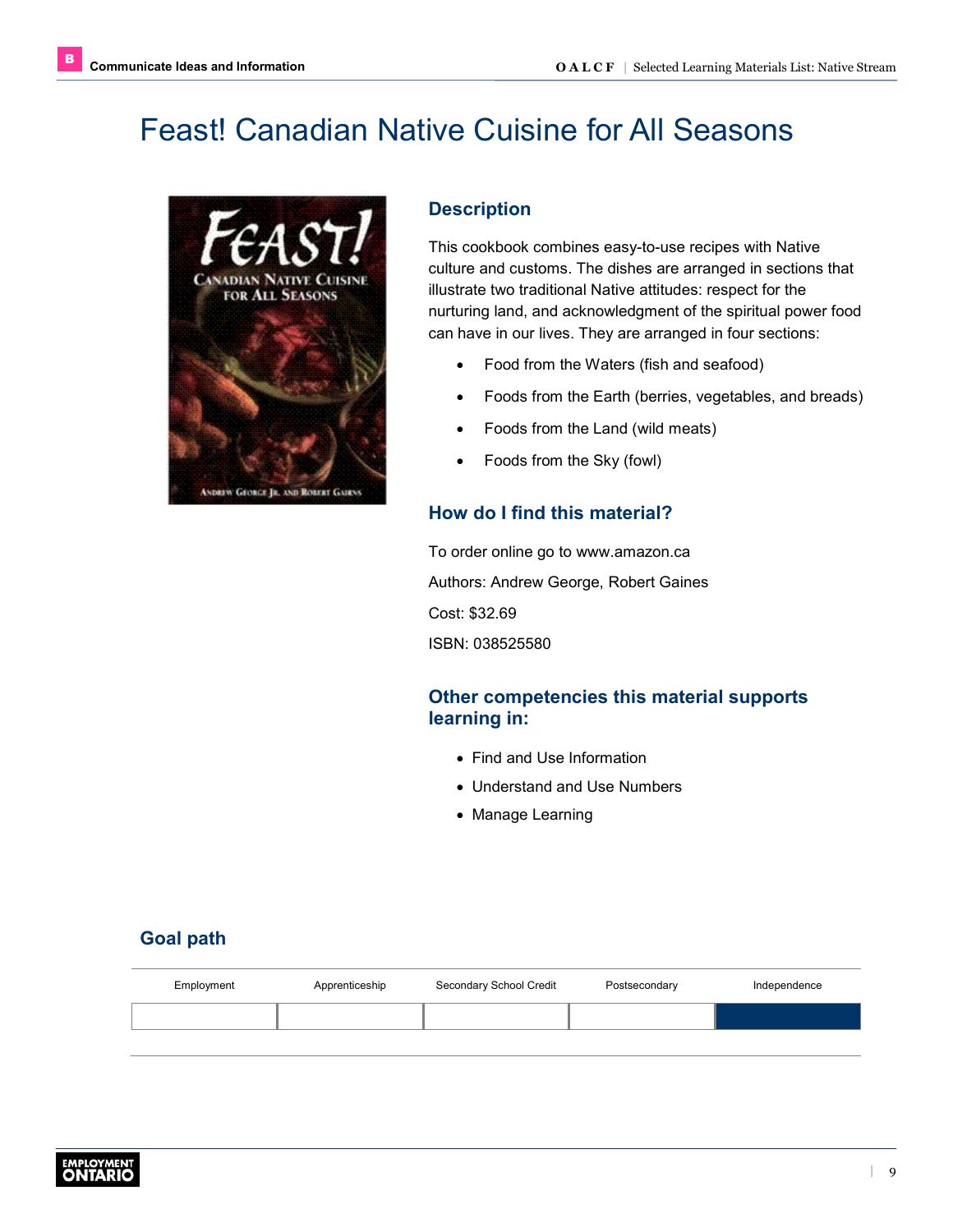# Feast! Canadian Native Cuisine for All Seasons

## Description

This cookbook combines easy-to-use recipes with Native culture and customs. The dishes are arranged in sections that illustrate two traditional Native attitudes: respect for the nurturing land, and acknowledgment of the spiritual power food can have in our lives. They are arranged in four sections:

- Food from the Waters (fish and seafood)
- Foods from the Earth (berries, vegetables, and breads)
- Foods from the Land (wild meats)
- Foods from the Sky (fowl)

## How do I find this material?

To order online go to www.amazon.ca

Authors: Andrew George, Robert Gaines

Cost: $32.69

ISBN: 038525580

## Other competencies this material supports learning in:

- Find and Use Information
- Understand and Use Numbers
- Manage Learning

## Goal path

| Employment | Apprenticeship | Secondary School Credit | Postsecondary | Independence |
|---|---|---|---|---|
| | | | | ■ |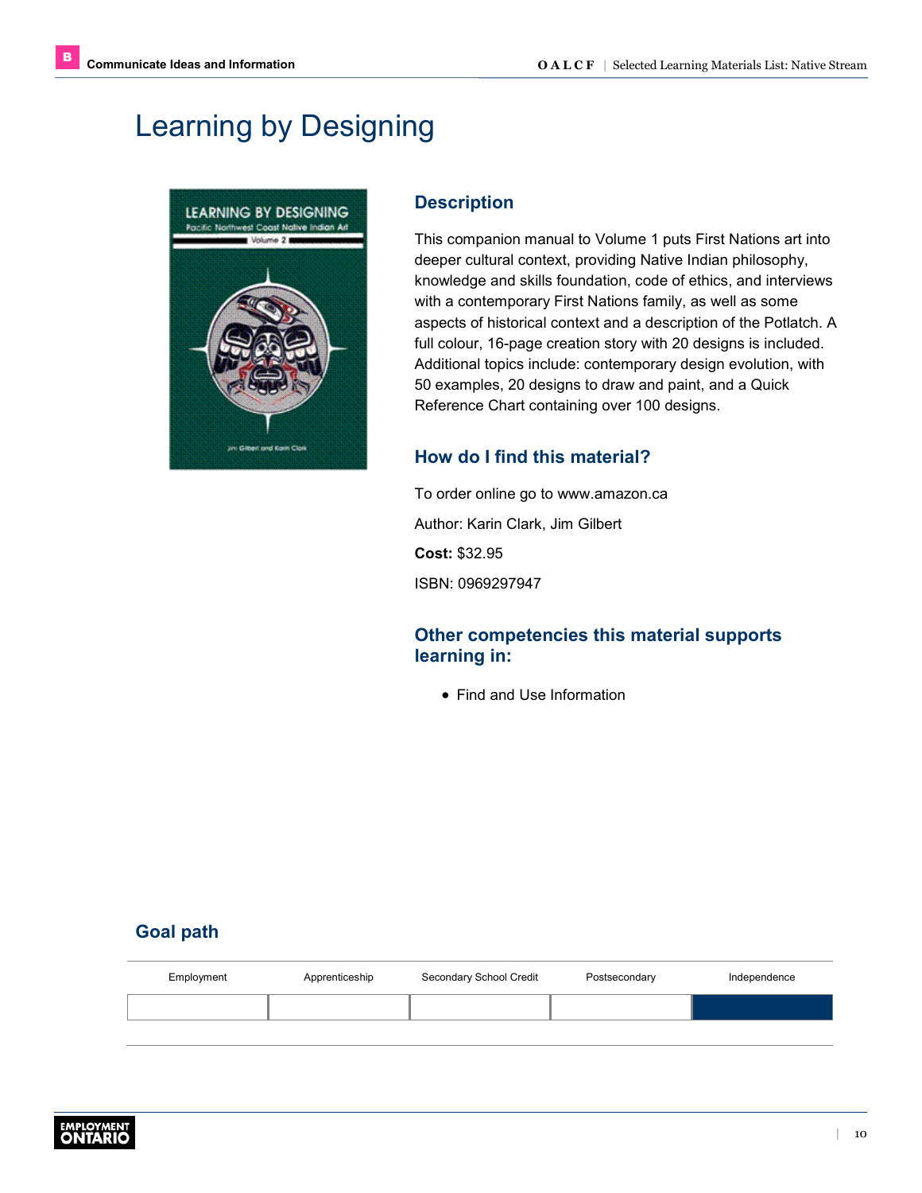# Learning by Designing

## Description

This companion manual to Volume 1 puts First Nations art into deeper cultural context, providing Native Indian philosophy, knowledge and skills foundation, code of ethics, and interviews with a contemporary First Nations family, as well as some aspects of historical context and a description of the Potlatch. A full colour, 16-page creation story with 20 designs is included. Additional topics include: contemporary design evolution, with 50 examples, 20 designs to draw and paint, and a Quick Reference Chart containing over 100 designs.

## How do I find this material?

To order online go to www.amazon.ca

Author: Karin Clark, Jim Gilbert

**Cost:** $32.95

ISBN: 0969297947

## Other competencies this material supports learning in:

- Find and Use Information

## Goal path

| Employment | Apprenticeship | Secondary School Credit | Postsecondary | Independence |
|---|---|---|---|---|
| | | | | ■ |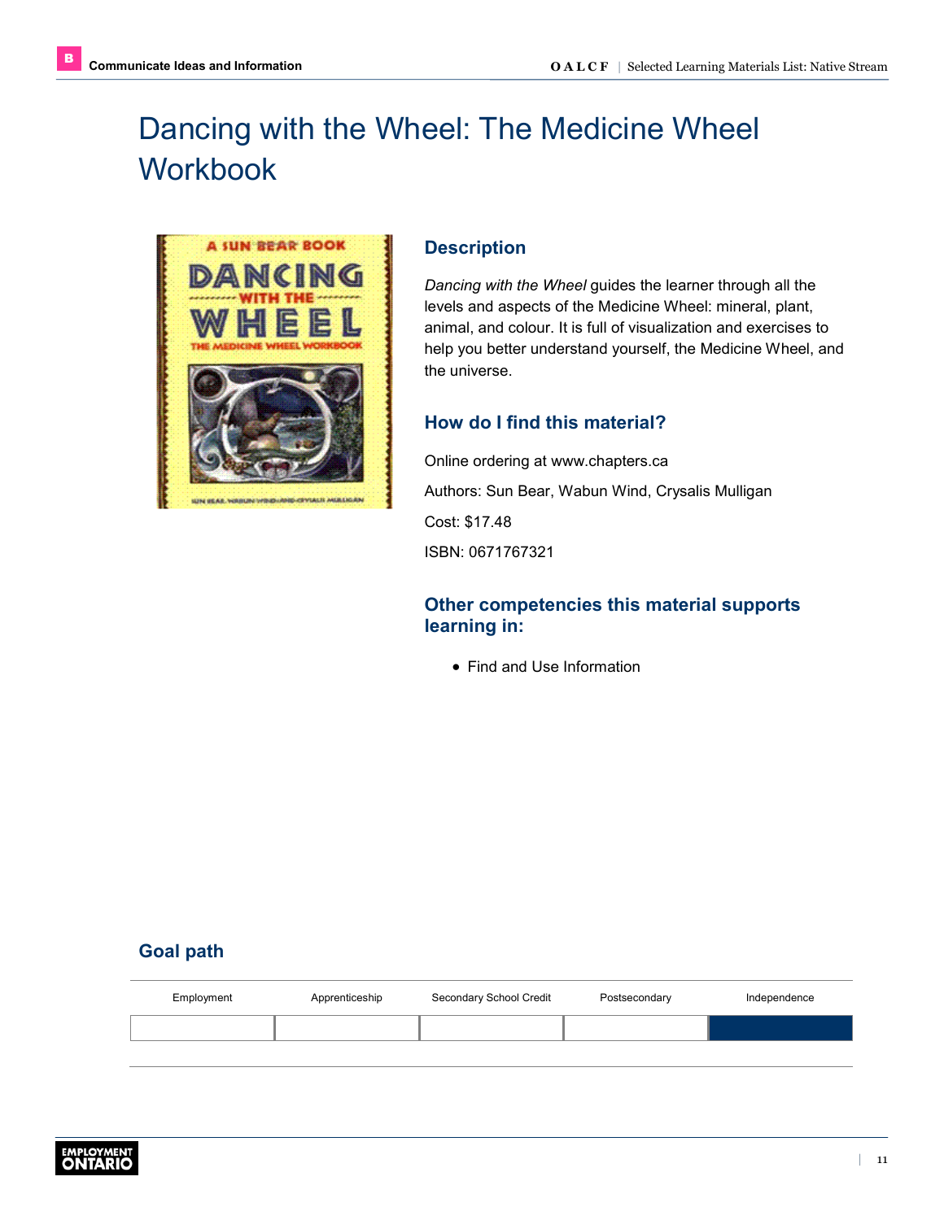# Dancing with the Wheel: The Medicine Wheel Workbook

## Description

*Dancing with the Wheel* guides the learner through all the levels and aspects of the Medicine Wheel: mineral, plant, animal, and colour. It is full of visualization and exercises to help you better understand yourself, the Medicine Wheel, and the universe.

## How do I find this material?

Online ordering at www.chapters.ca

Authors: Sun Bear, Wabun Wind, Crysalis Mulligan

Cost: $17.48

ISBN: 0671767321

## Other competencies this material supports learning in:

- Find and Use Information

## Goal path

| Employment | Apprenticeship | Secondary School Credit | Postsecondary | Independence |
|---|---|---|---|---|
| | | | | ■ |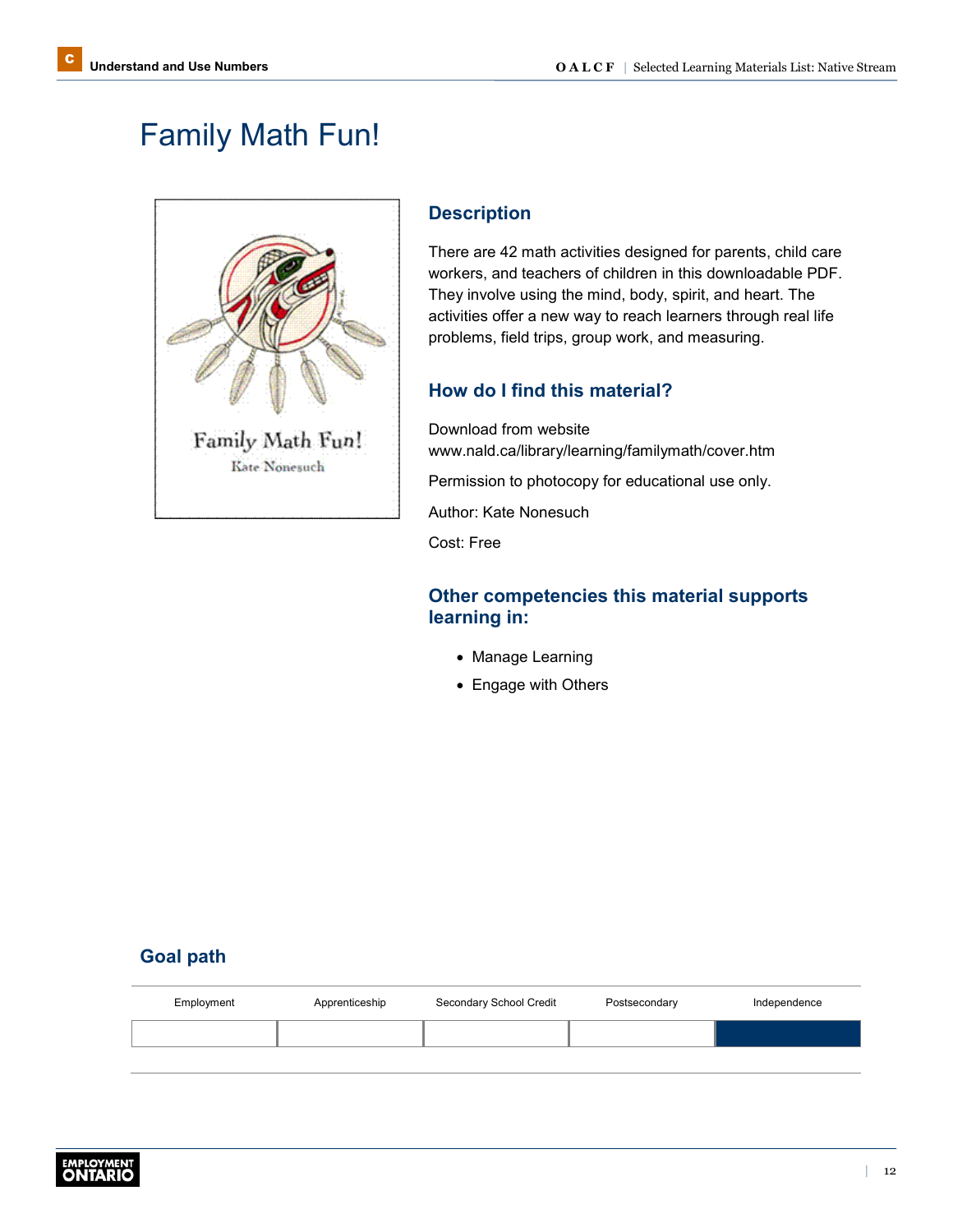# Family Math Fun!

Family Math Fun!
Kate Nonesuch

## Description

There are 42 math activities designed for parents, child care workers, and teachers of children in this downloadable PDF. They involve using the mind, body, spirit, and heart. The activities offer a new way to reach learners through real life problems, field trips, group work, and measuring.

## How do I find this material?

Download from website
www.nald.ca/library/learning/familymath/cover.htm

Permission to photocopy for educational use only.

Author: Kate Nonesuch

Cost: Free

## Other competencies this material supports learning in:

- Manage Learning
- Engage with Others

## Goal path

| Employment | Apprenticeship | Secondary School Credit | Postsecondary | Independence |
|---|---|---|---|---|
| | | | | ■ |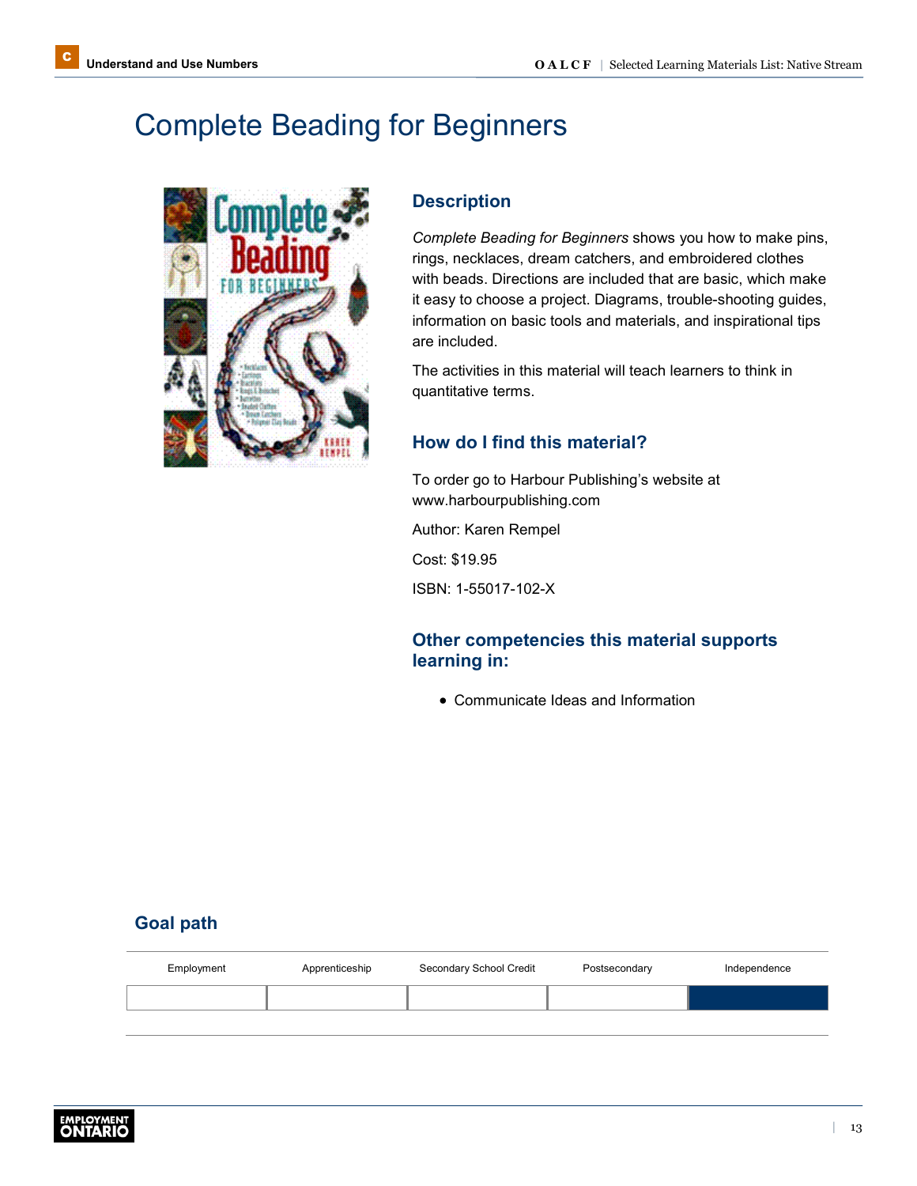# Complete Beading for Beginners

## Description

*Complete Beading for Beginners* shows you how to make pins, rings, necklaces, dream catchers, and embroidered clothes with beads. Directions are included that are basic, which make it easy to choose a project. Diagrams, trouble-shooting guides, information on basic tools and materials, and inspirational tips are included.

The activities in this material will teach learners to think in quantitative terms.

## How do I find this material?

To order go to Harbour Publishing's website at www.harbourpublishing.com

Author: Karen Rempel

Cost: $19.95

ISBN: 1-55017-102-X

## Other competencies this material supports learning in:

- Communicate Ideas and Information

## Goal path

| Employment | Apprenticeship | Secondary School Credit | Postsecondary | Independence |
|---|---|---|---|---|
| | | | | ■ |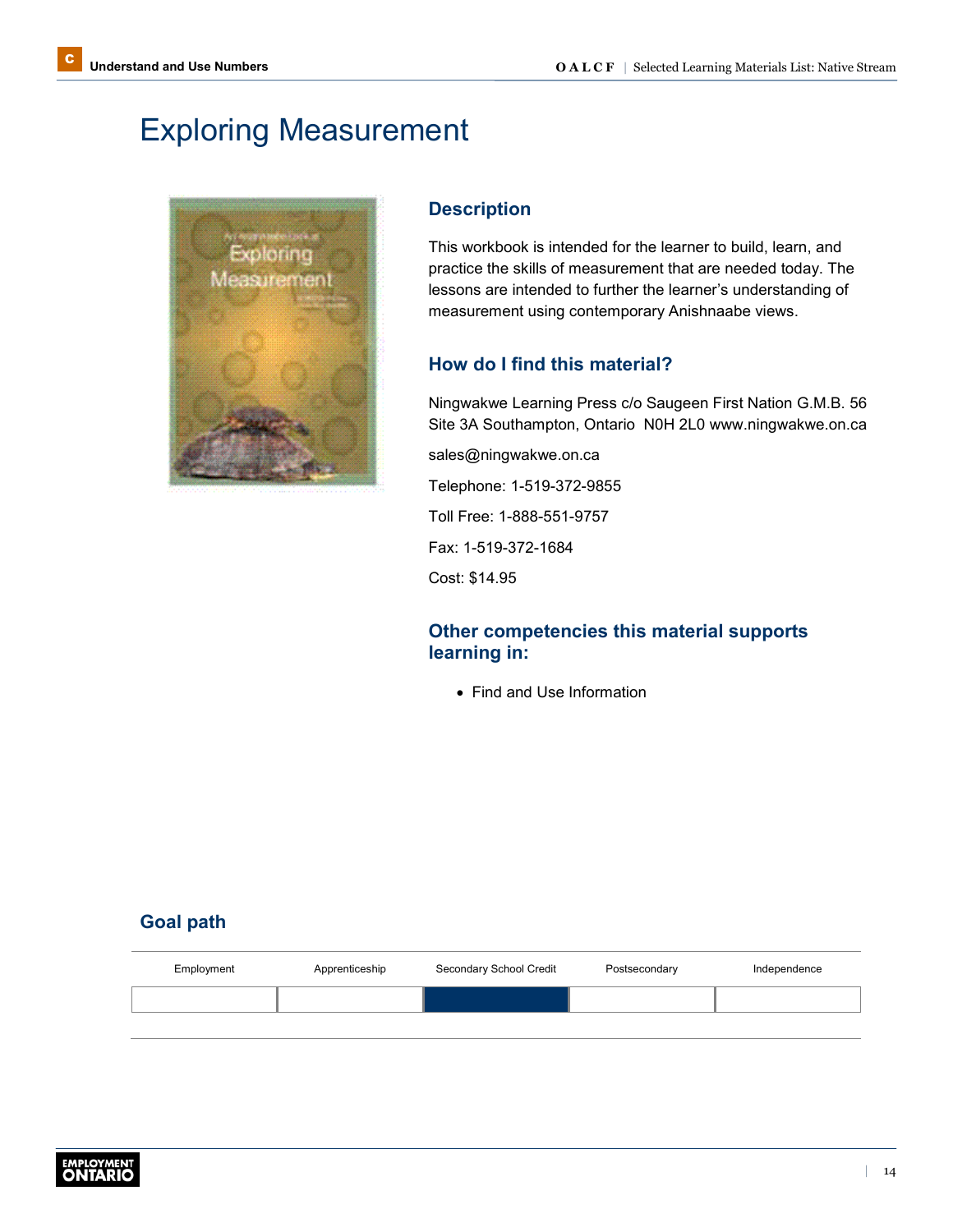# Exploring Measurement

## Description

This workbook is intended for the learner to build, learn, and practice the skills of measurement that are needed today. The lessons are intended to further the learner's understanding of measurement using contemporary Anishnaabe views.

## How do I find this material?

Ningwakwe Learning Press c/o Saugeen First Nation G.M.B. 56 Site 3A Southampton, Ontario N0H 2L0 www.ningwakwe.on.ca

sales@ningwakwe.on.ca

Telephone: 1-519-372-9855

Toll Free: 1-888-551-9757

Fax: 1-519-372-1684

Cost: $14.95

## Other competencies this material supports learning in:

- Find and Use Information

## Goal path

| Employment | Apprenticeship | Secondary School Credit | Postsecondary | Independence |
|---|---|---|---|---|
| | | ■ | | |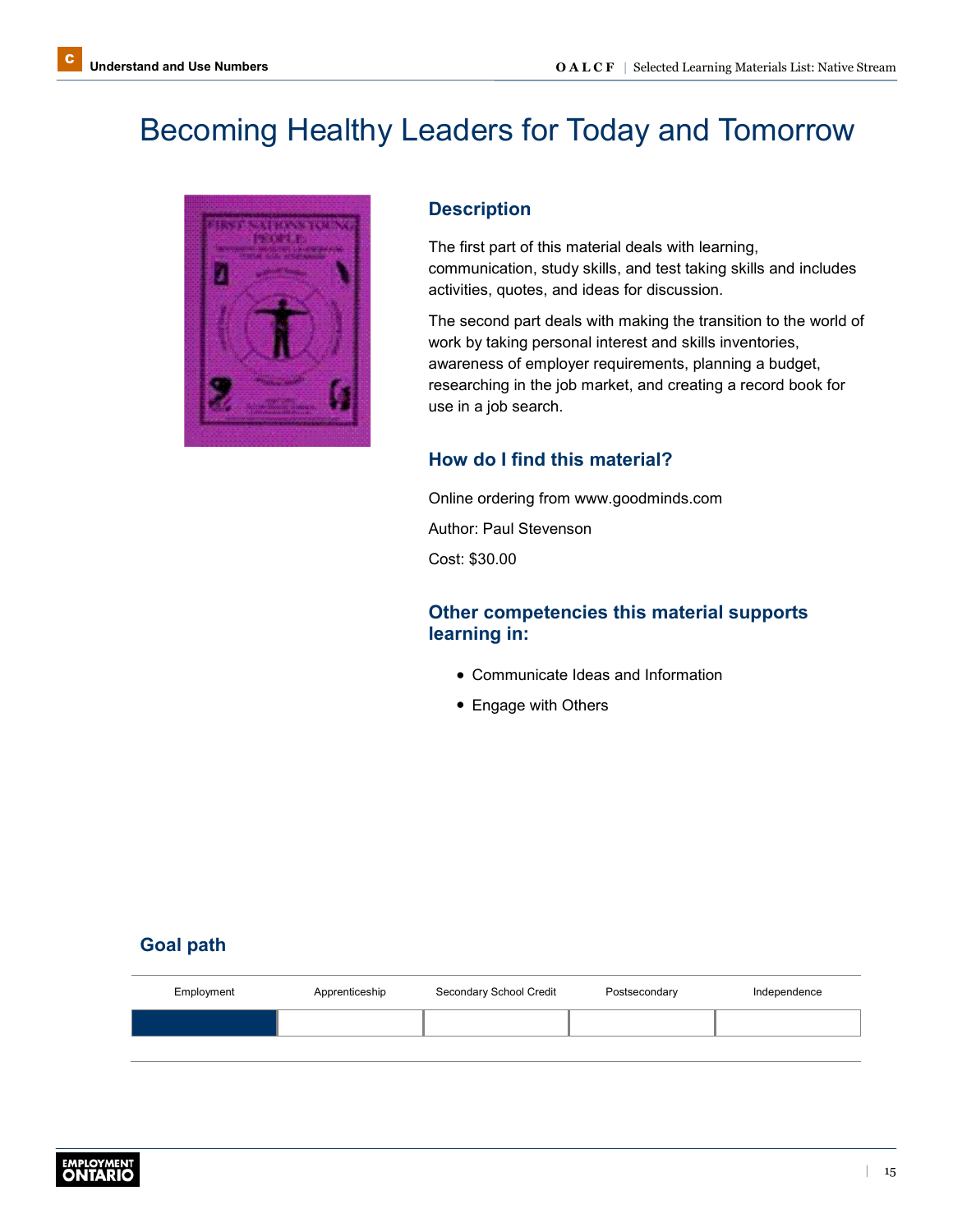# Becoming Healthy Leaders for Today and Tomorrow

## Description

The first part of this material deals with learning, communication, study skills, and test taking skills and includes activities, quotes, and ideas for discussion.

The second part deals with making the transition to the world of work by taking personal interest and skills inventories, awareness of employer requirements, planning a budget, researching in the job market, and creating a record book for use in a job search.

## How do I find this material?

Online ordering from www.goodminds.com

Author: Paul Stevenson

Cost: $30.00

## Other competencies this material supports learning in:

- Communicate Ideas and Information
- Engage with Others

## Goal path

| Employment | Apprenticeship | Secondary School Credit | Postsecondary | Independence |
|---|---|---|---|---|
| ■ | | | | |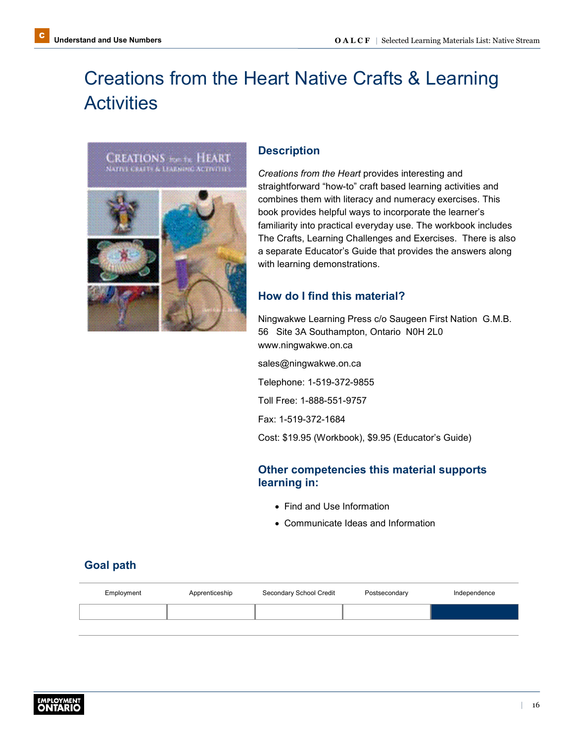# Creations from the Heart Native Crafts & Learning Activities

## Description

*Creations from the Heart* provides interesting and straightforward "how-to" craft based learning activities and combines them with literacy and numeracy exercises. This book provides helpful ways to incorporate the learner's familiarity into practical everyday use. The workbook includes The Crafts, Learning Challenges and Exercises. There is also a separate Educator's Guide that provides the answers along with learning demonstrations.

## How do I find this material?

Ningwakwe Learning Press c/o Saugeen First Nation G.M.B. 56 Site 3A Southampton, Ontario N0H 2L0
www.ningwakwe.on.ca

sales@ningwakwe.on.ca

Telephone: 1-519-372-9855

Toll Free: 1-888-551-9757

Fax: 1-519-372-1684

Cost: $19.95 (Workbook), $9.95 (Educator's Guide)

## Other competencies this material supports learning in:

- Find and Use Information
- Communicate Ideas and Information

## Goal path

| Employment | Apprenticeship | Secondary School Credit | Postsecondary | Independence |
|---|---|---|---|---|
| | | | | ■ |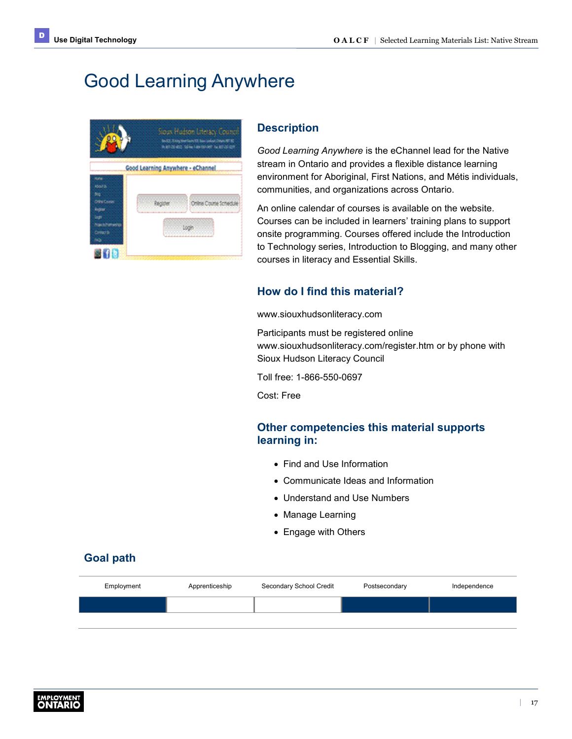# Good Learning Anywhere

## Description

*Good Learning Anywhere* is the eChannel lead for the Native stream in Ontario and provides a flexible distance learning environment for Aboriginal, First Nations, and Métis individuals, communities, and organizations across Ontario.

An online calendar of courses is available on the website. Courses can be included in learners' training plans to support onsite programming. Courses offered include the Introduction to Technology series, Introduction to Blogging, and many other courses in literacy and Essential Skills.

## How do I find this material?

www.siouxhudsonliteracy.com

Participants must be registered online www.siouxhudsonliteracy.com/register.htm or by phone with Sioux Hudson Literacy Council

Toll free: 1-866-550-0697

Cost: Free

## Other competencies this material supports learning in:

- Find and Use Information
- Communicate Ideas and Information
- Understand and Use Numbers
- Manage Learning
- Engage with Others

## Goal path

| Employment | Apprenticeship | Secondary School Credit | Postsecondary | Independence |
|---|---|---|---|---|
| ■ | | | ■ | ■ |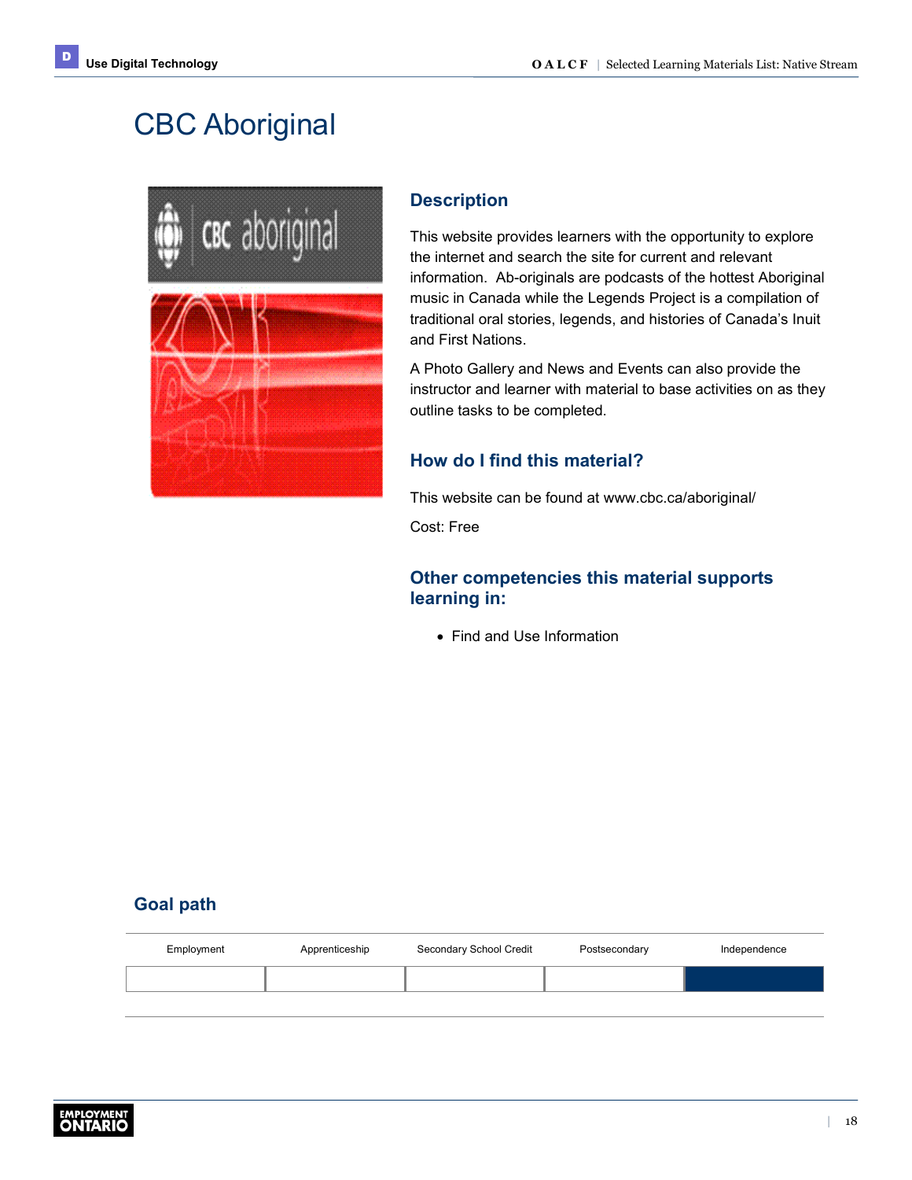# CBC Aboriginal

## Description

This website provides learners with the opportunity to explore the internet and search the site for current and relevant information. Ab-originals are podcasts of the hottest Aboriginal music in Canada while the Legends Project is a compilation of traditional oral stories, legends, and histories of Canada's Inuit and First Nations.

A Photo Gallery and News and Events can also provide the instructor and learner with material to base activities on as they outline tasks to be completed.

## How do I find this material?

This website can be found at www.cbc.ca/aboriginal/

Cost: Free

## Other competencies this material supports learning in:

- Find and Use Information

## Goal path

| Employment | Apprenticeship | Secondary School Credit | Postsecondary | Independence |
|---|---|---|---|---|
| | | | | ■ |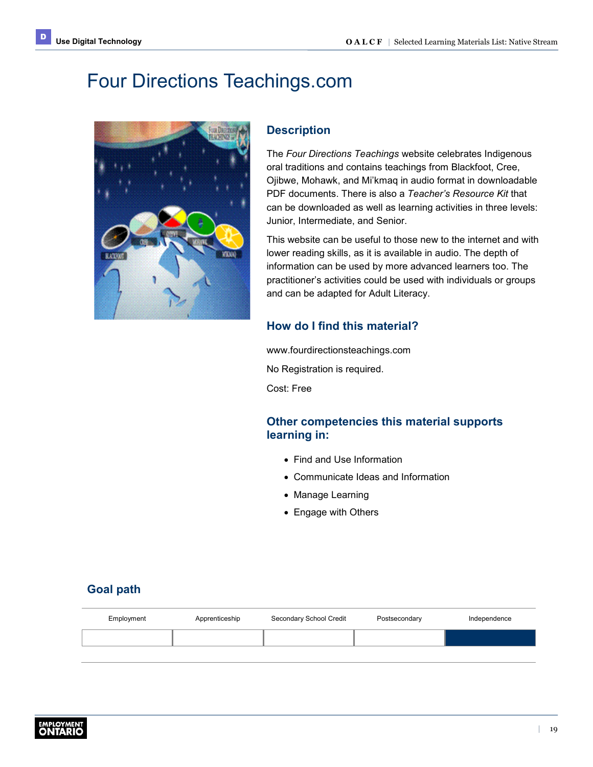# Four Directions Teachings.com

## Description

The *Four Directions Teachings* website celebrates Indigenous oral traditions and contains teachings from Blackfoot, Cree, Ojibwe, Mohawk, and Mi'kmaq in audio format in downloadable PDF documents. There is also a *Teacher's Resource Kit* that can be downloaded as well as learning activities in three levels: Junior, Intermediate, and Senior.

This website can be useful to those new to the internet and with lower reading skills, as it is available in audio. The depth of information can be used by more advanced learners too. The practitioner's activities could be used with individuals or groups and can be adapted for Adult Literacy.

## How do I find this material?

www.fourdirectionsteachings.com

No Registration is required.

Cost: Free

## Other competencies this material supports learning in:

- Find and Use Information
- Communicate Ideas and Information
- Manage Learning
- Engage with Others

## Goal path

| Employment | Apprenticeship | Secondary School Credit | Postsecondary | Independence |
|---|---|---|---|---|
| | | | | ■ |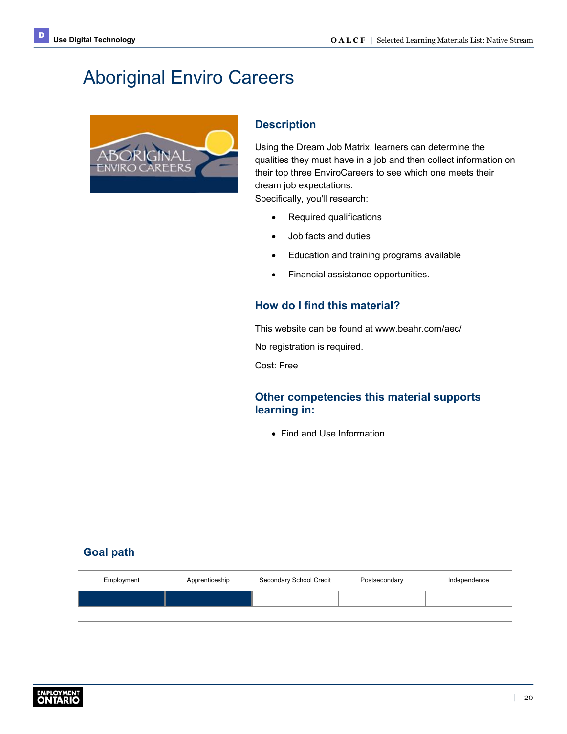# Aboriginal Enviro Careers

## Description

Using the Dream Job Matrix, learners can determine the qualities they must have in a job and then collect information on their top three EnviroCareers to see which one meets their dream job expectations.
Specifically, you'll research:

- Required qualifications
- Job facts and duties
- Education and training programs available
- Financial assistance opportunities.

## How do I find this material?

This website can be found at www.beahr.com/aec/

No registration is required.

Cost: Free

## Other competencies this material supports learning in:

- Find and Use Information

## Goal path

| Employment | Apprenticeship | Secondary School Credit | Postsecondary | Independence |
|---|---|---|---|---|
| ■ | ■ | | | |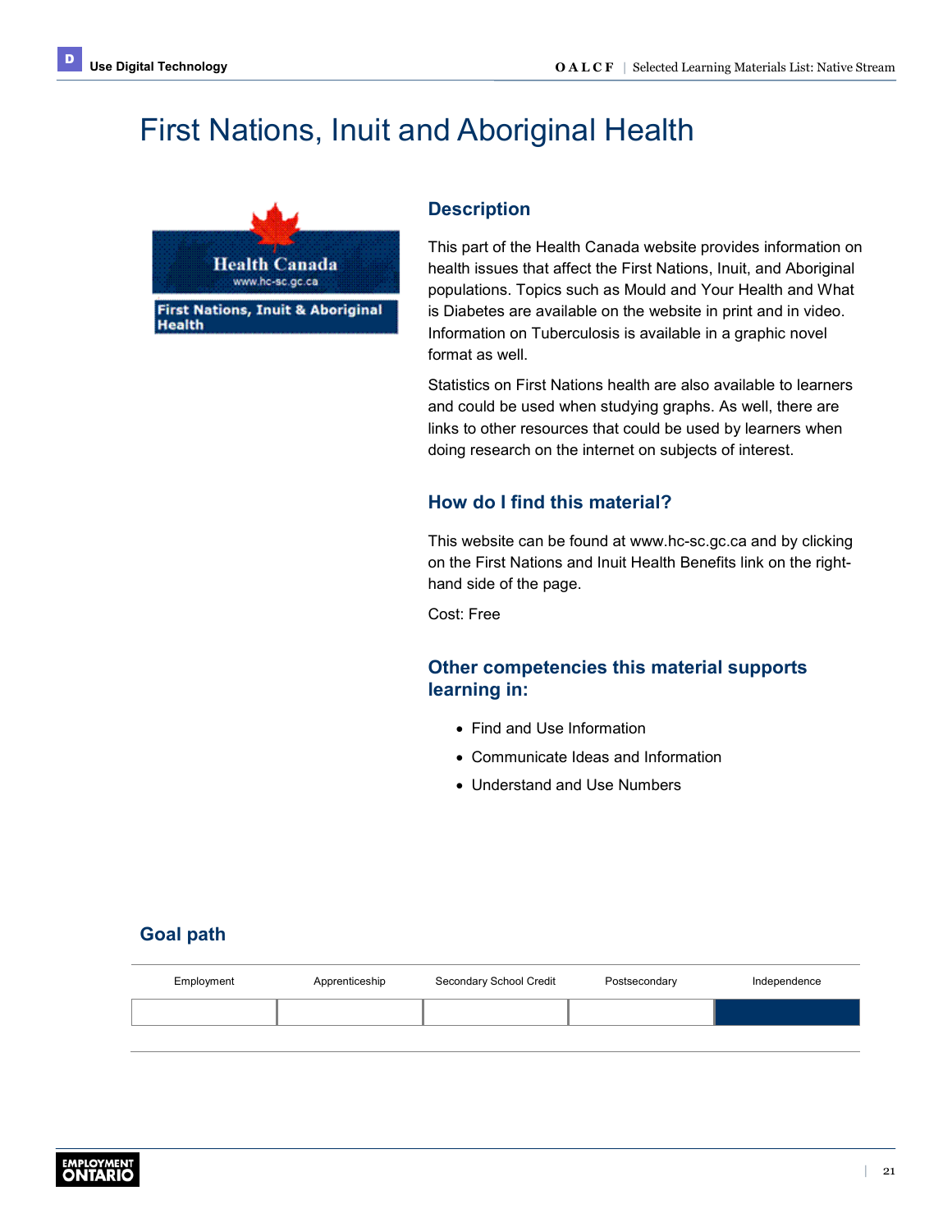# First Nations, Inuit and Aboriginal Health

## Description

This part of the Health Canada website provides information on health issues that affect the First Nations, Inuit, and Aboriginal populations. Topics such as Mould and Your Health and What is Diabetes are available on the website in print and in video. Information on Tuberculosis is available in a graphic novel format as well.

Statistics on First Nations health are also available to learners and could be used when studying graphs. As well, there are links to other resources that could be used by learners when doing research on the internet on subjects of interest.

## How do I find this material?

This website can be found at www.hc-sc.gc.ca and by clicking on the First Nations and Inuit Health Benefits link on the right-hand side of the page.

Cost: Free

## Other competencies this material supports learning in:

- Find and Use Information
- Communicate Ideas and Information
- Understand and Use Numbers

## Goal path

| Employment | Apprenticeship | Secondary School Credit | Postsecondary | Independence |
|---|---|---|---|---|
| | | | | ■ |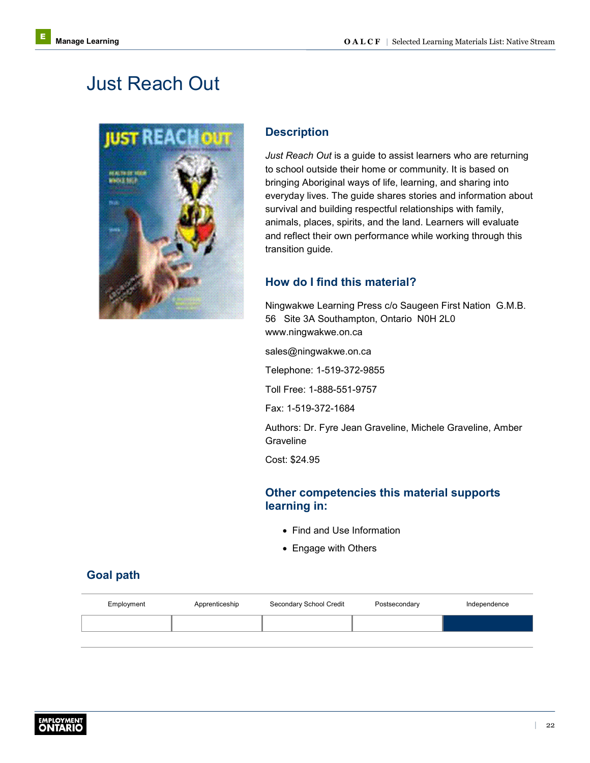# Just Reach Out

## Description

*Just Reach Out* is a guide to assist learners who are returning to school outside their home or community. It is based on bringing Aboriginal ways of life, learning, and sharing into everyday lives. The guide shares stories and information about survival and building respectful relationships with family, animals, places, spirits, and the land. Learners will evaluate and reflect their own performance while working through this transition guide.

## How do I find this material?

Ningwakwe Learning Press c/o Saugeen First Nation G.M.B. 56 Site 3A Southampton, Ontario N0H 2L0
www.ningwakwe.on.ca

sales@ningwakwe.on.ca

Telephone: 1-519-372-9855

Toll Free: 1-888-551-9757

Fax: 1-519-372-1684

Authors: Dr. Fyre Jean Graveline, Michele Graveline, Amber Graveline

Cost: $24.95

## Other competencies this material supports learning in:

- Find and Use Information
- Engage with Others

## Goal path

| Employment | Apprenticeship | Secondary School Credit | Postsecondary | Independence |
|---|---|---|---|---|
| | | | | ■ |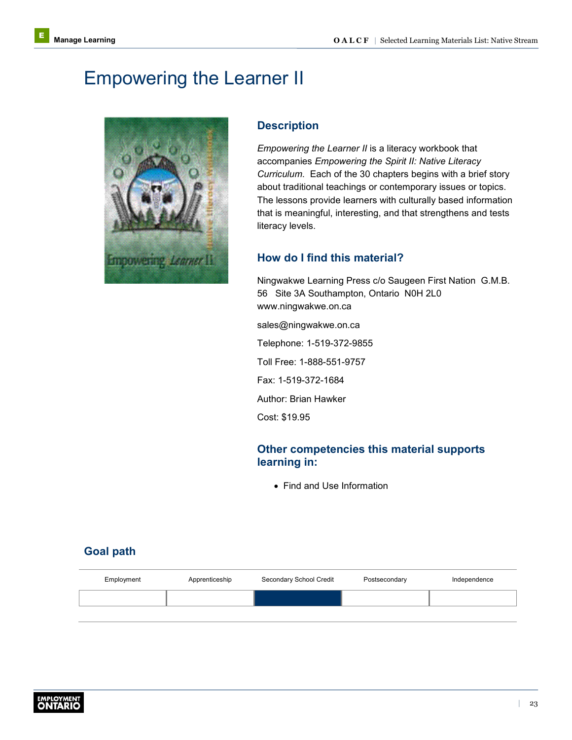# Empowering the Learner II

## Description

*Empowering the Learner II* is a literacy workbook that accompanies *Empowering the Spirit II: Native Literacy Curriculum*. Each of the 30 chapters begins with a brief story about traditional teachings or contemporary issues or topics. The lessons provide learners with culturally based information that is meaningful, interesting, and that strengthens and tests literacy levels.

## How do I find this material?

Ningwakwe Learning Press c/o Saugeen First Nation G.M.B. 56 Site 3A Southampton, Ontario N0H 2L0
www.ningwakwe.on.ca

sales@ningwakwe.on.ca

Telephone: 1-519-372-9855

Toll Free: 1-888-551-9757

Fax: 1-519-372-1684

Author: Brian Hawker

Cost: $19.95

## Other competencies this material supports learning in:

- Find and Use Information

## Goal path

| Employment | Apprenticeship | Secondary School Credit | Postsecondary | Independence |
|---|---|---|---|---|
| | | ■ | | |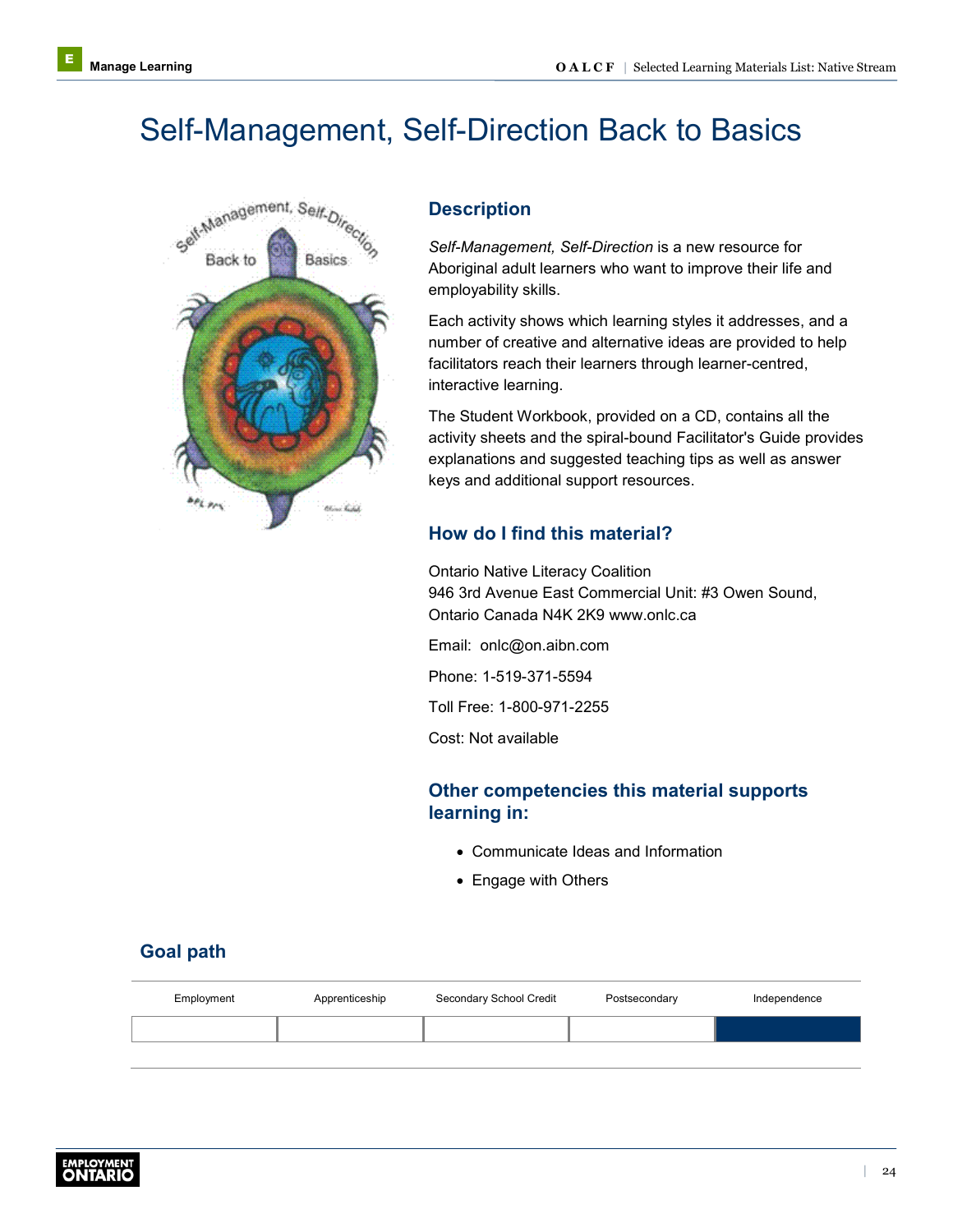# Self-Management, Self-Direction Back to Basics

## Description

*Self-Management, Self-Direction* is a new resource for Aboriginal adult learners who want to improve their life and employability skills.

Each activity shows which learning styles it addresses, and a number of creative and alternative ideas are provided to help facilitators reach their learners through learner-centred, interactive learning.

The Student Workbook, provided on a CD, contains all the activity sheets and the spiral-bound Facilitator's Guide provides explanations and suggested teaching tips as well as answer keys and additional support resources.

## How do I find this material?

Ontario Native Literacy Coalition
946 3rd Avenue East Commercial Unit: #3 Owen Sound, Ontario Canada N4K 2K9 www.onlc.ca

Email: onlc@on.aibn.com

Phone: 1-519-371-5594

Toll Free: 1-800-971-2255

Cost: Not available

## Other competencies this material supports learning in:

- Communicate Ideas and Information
- Engage with Others

## Goal path

| Employment | Apprenticeship | Secondary School Credit | Postsecondary | Independence |
|---|---|---|---|---|
| | | | | ■ |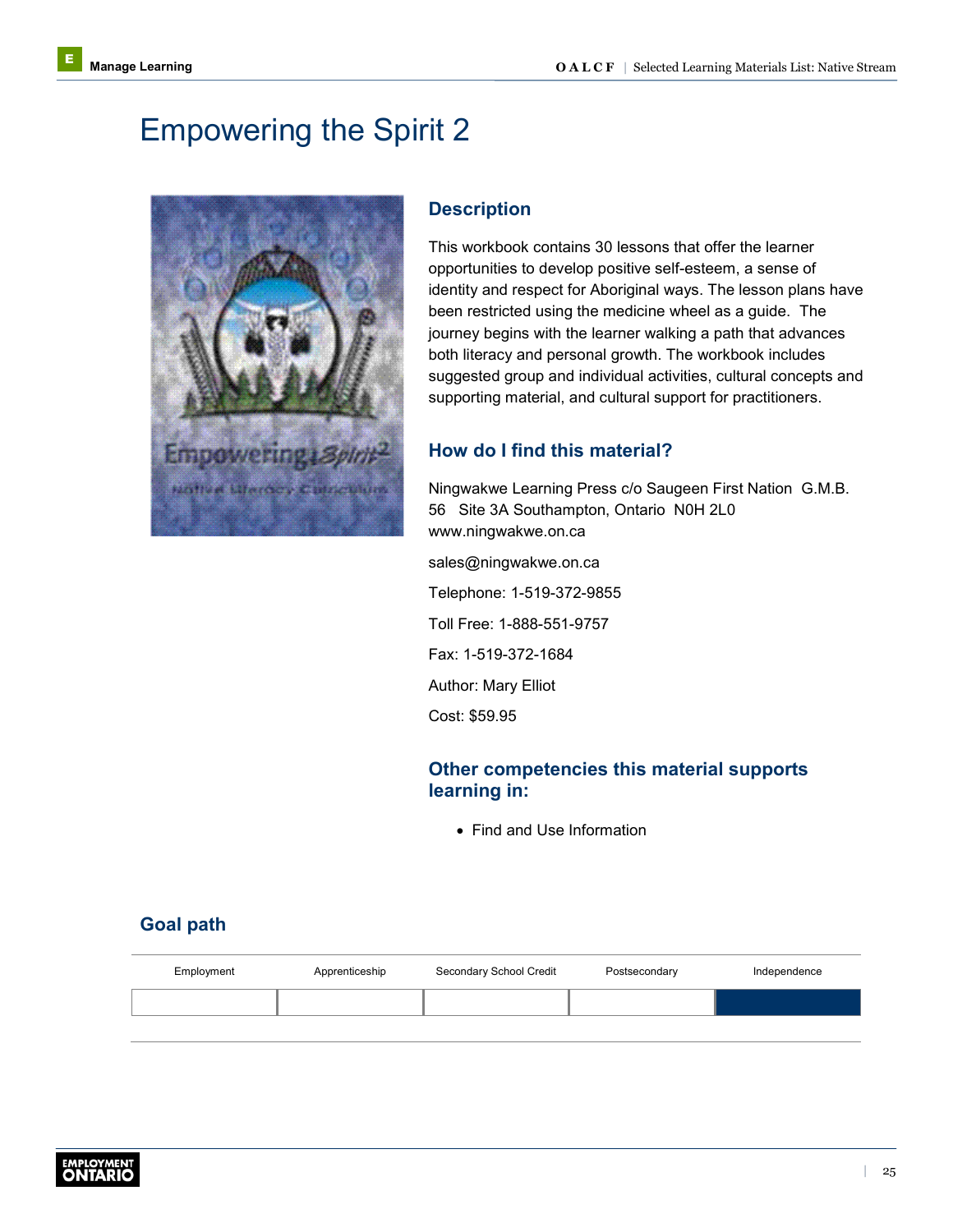# Empowering the Spirit 2

## Description

This workbook contains 30 lessons that offer the learner opportunities to develop positive self-esteem, a sense of identity and respect for Aboriginal ways. The lesson plans have been restricted using the medicine wheel as a guide. The journey begins with the learner walking a path that advances both literacy and personal growth. The workbook includes suggested group and individual activities, cultural concepts and supporting material, and cultural support for practitioners.

## How do I find this material?

Ningwakwe Learning Press c/o Saugeen First Nation G.M.B. 56 Site 3A Southampton, Ontario N0H 2L0
www.ningwakwe.on.ca

sales@ningwakwe.on.ca

Telephone: 1-519-372-9855

Toll Free: 1-888-551-9757

Fax: 1-519-372-1684

Author: Mary Elliot

Cost: $59.95

## Other competencies this material supports learning in:

- Find and Use Information

## Goal path

| Employment | Apprenticeship | Secondary School Credit | Postsecondary | Independence |
|---|---|---|---|---|
| | | | | ■ |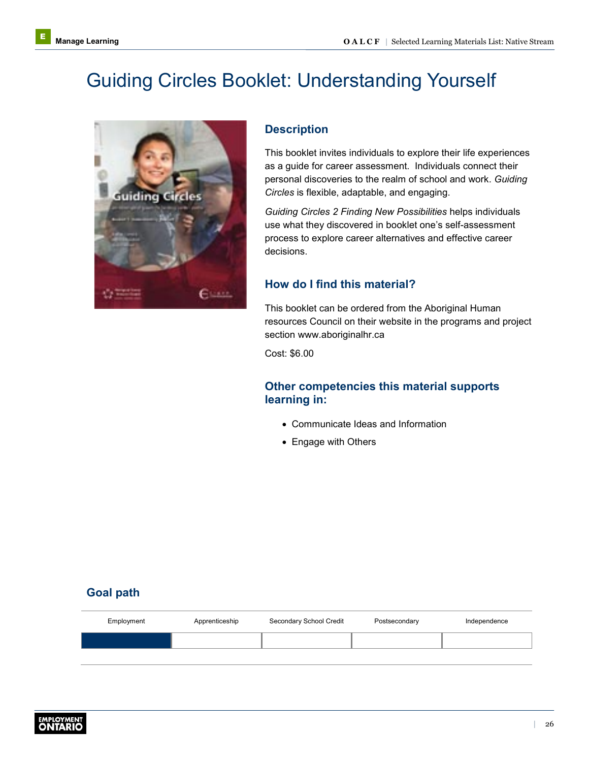# Guiding Circles Booklet: Understanding Yourself

## Description

This booklet invites individuals to explore their life experiences as a guide for career assessment. Individuals connect their personal discoveries to the realm of school and work. *Guiding Circles* is flexible, adaptable, and engaging.

*Guiding Circles 2 Finding New Possibilities* helps individuals use what they discovered in booklet one's self-assessment process to explore career alternatives and effective career decisions.

## How do I find this material?

This booklet can be ordered from the Aboriginal Human resources Council on their website in the programs and project section www.aboriginalhr.ca

Cost: $6.00

## Other competencies this material supports learning in:

- Communicate Ideas and Information
- Engage with Others

## Goal path

| Employment | Apprenticeship | Secondary School Credit | Postsecondary | Independence |
|---|---|---|---|---|
| ■ | | | | |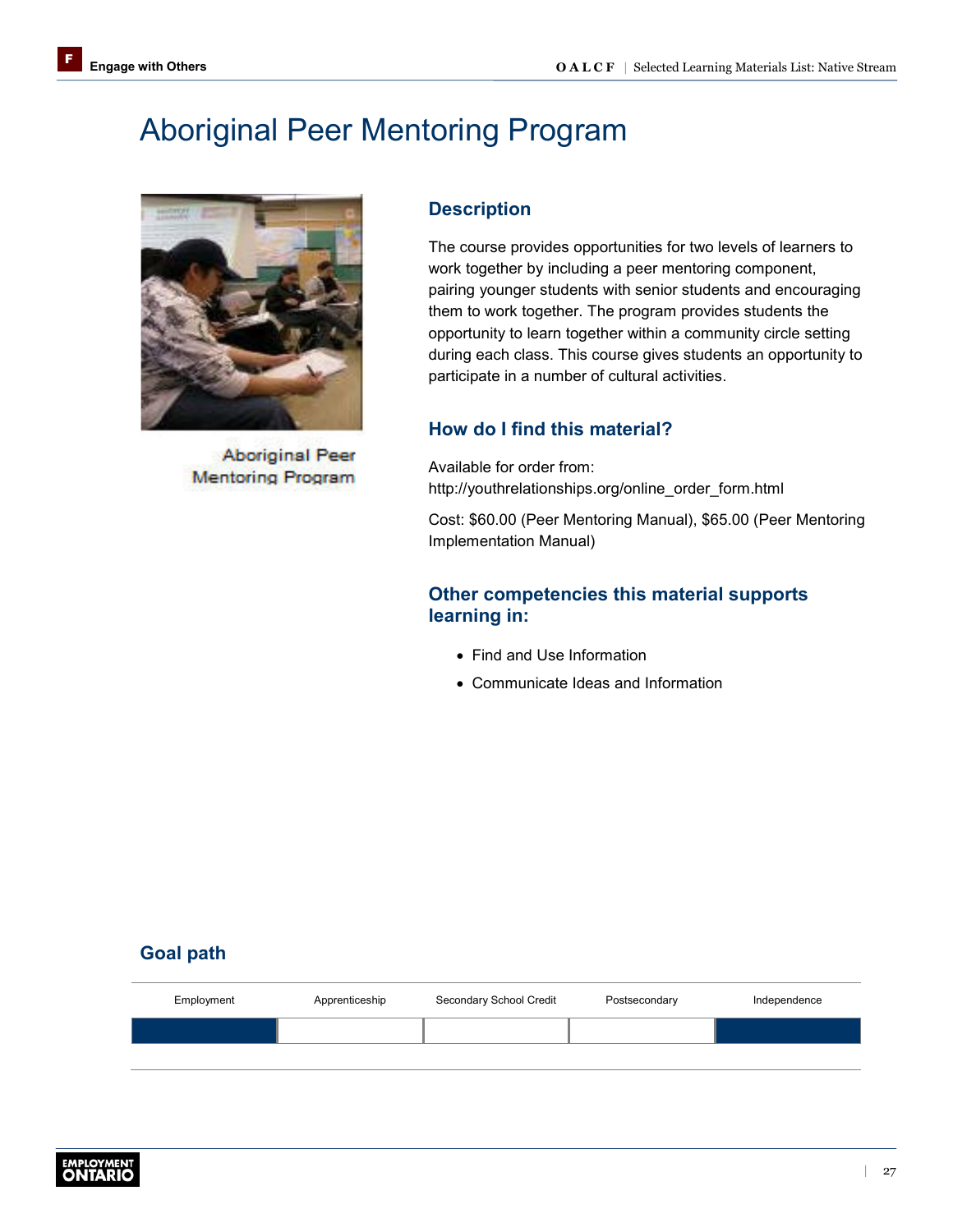# Aboriginal Peer Mentoring Program

Aboriginal Peer Mentoring Program

## Description

The course provides opportunities for two levels of learners to work together by including a peer mentoring component, pairing younger students with senior students and encouraging them to work together. The program provides students the opportunity to learn together within a community circle setting during each class. This course gives students an opportunity to participate in a number of cultural activities.

## How do I find this material?

Available for order from:
http://youthrelationships.org/online_order_form.html

Cost: $60.00 (Peer Mentoring Manual), $65.00 (Peer Mentoring Implementation Manual)

## Other competencies this material supports learning in:

- Find and Use Information
- Communicate Ideas and Information

## Goal path

| Employment | Apprenticeship | Secondary School Credit | Postsecondary | Independence |
|---|---|---|---|---|
| ■ | | | | ■ |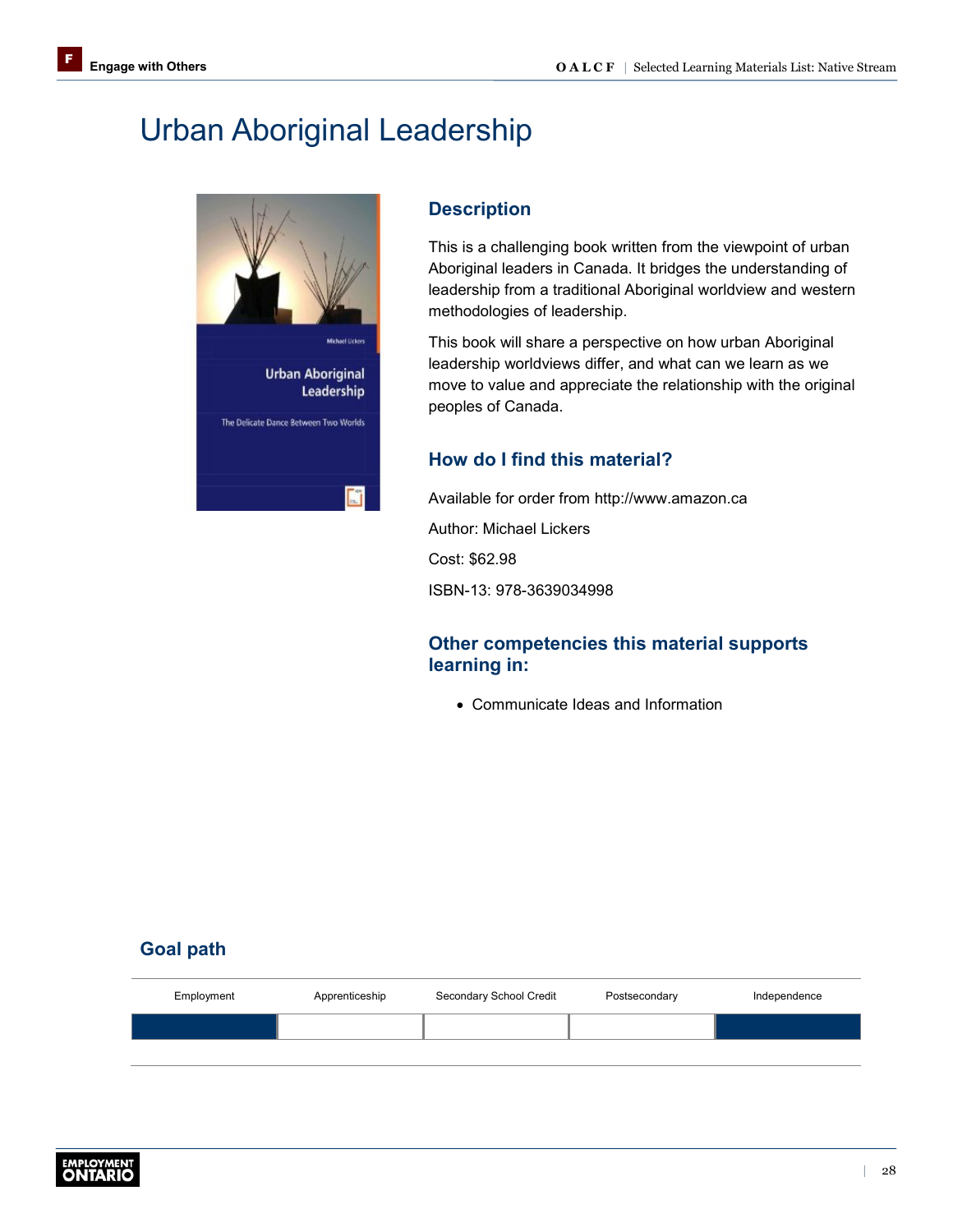# Urban Aboriginal Leadership

## Description

This is a challenging book written from the viewpoint of urban Aboriginal leaders in Canada. It bridges the understanding of leadership from a traditional Aboriginal worldview and western methodologies of leadership.

This book will share a perspective on how urban Aboriginal leadership worldviews differ, and what can we learn as we move to value and appreciate the relationship with the original peoples of Canada.

## How do I find this material?

Available for order from http://www.amazon.ca

Author: Michael Lickers

Cost: $62.98

ISBN-13: 978-3639034998

## Other competencies this material supports learning in:

- Communicate Ideas and Information

## Goal path

| Employment | Apprenticeship | Secondary School Credit | Postsecondary | Independence |
|---|---|---|---|---|
| ■ | | | | ■ |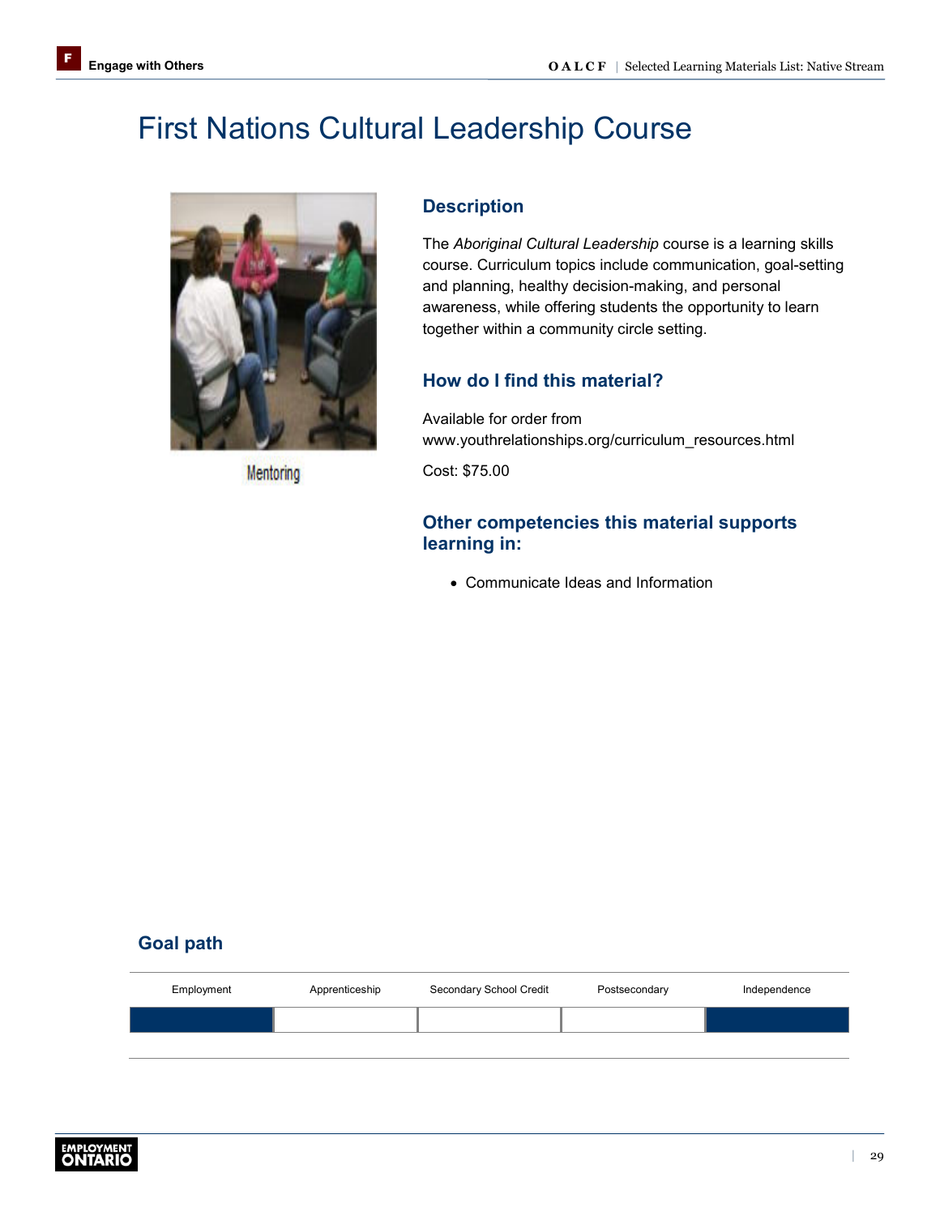# First Nations Cultural Leadership Course

Mentoring

## Description

The *Aboriginal Cultural Leadership* course is a learning skills course. Curriculum topics include communication, goal-setting and planning, healthy decision-making, and personal awareness, while offering students the opportunity to learn together within a community circle setting.

## How do I find this material?

Available for order from www.youthrelationships.org/curriculum_resources.html

Cost: $75.00

## Other competencies this material supports learning in:

- Communicate Ideas and Information

## Goal path

| Employment | Apprenticeship | Secondary School Credit | Postsecondary | Independence |
|---|---|---|---|---|
| ■ | | | | ■ |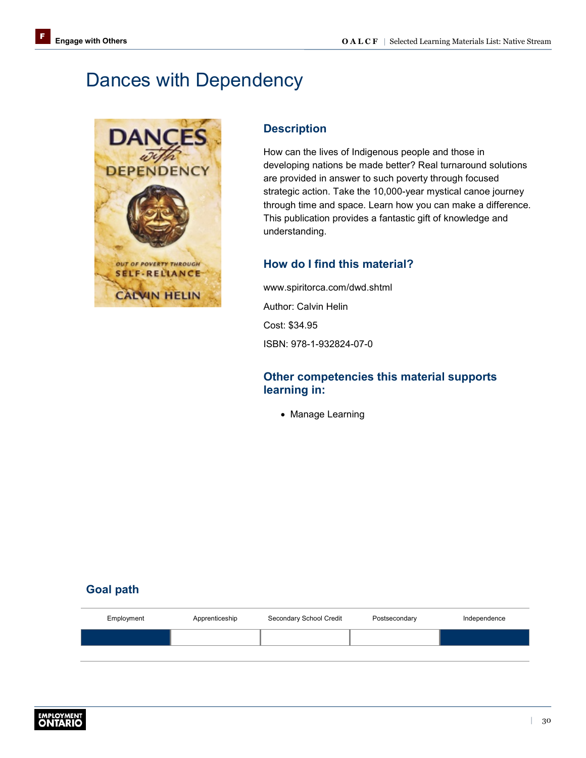# Dances with Dependency

## Description

How can the lives of Indigenous people and those in developing nations be made better? Real turnaround solutions are provided in answer to such poverty through focused strategic action. Take the 10,000-year mystical canoe journey through time and space. Learn how you can make a difference. This publication provides a fantastic gift of knowledge and understanding.

## How do I find this material?

www.spiritorca.com/dwd.shtml

Author: Calvin Helin

Cost: $34.95

ISBN: 978-1-932824-07-0

## Other competencies this material supports learning in:

- Manage Learning

## Goal path

| Employment | Apprenticeship | Secondary School Credit | Postsecondary | Independence |
|---|---|---|---|---|
| ■ | | | | ■ |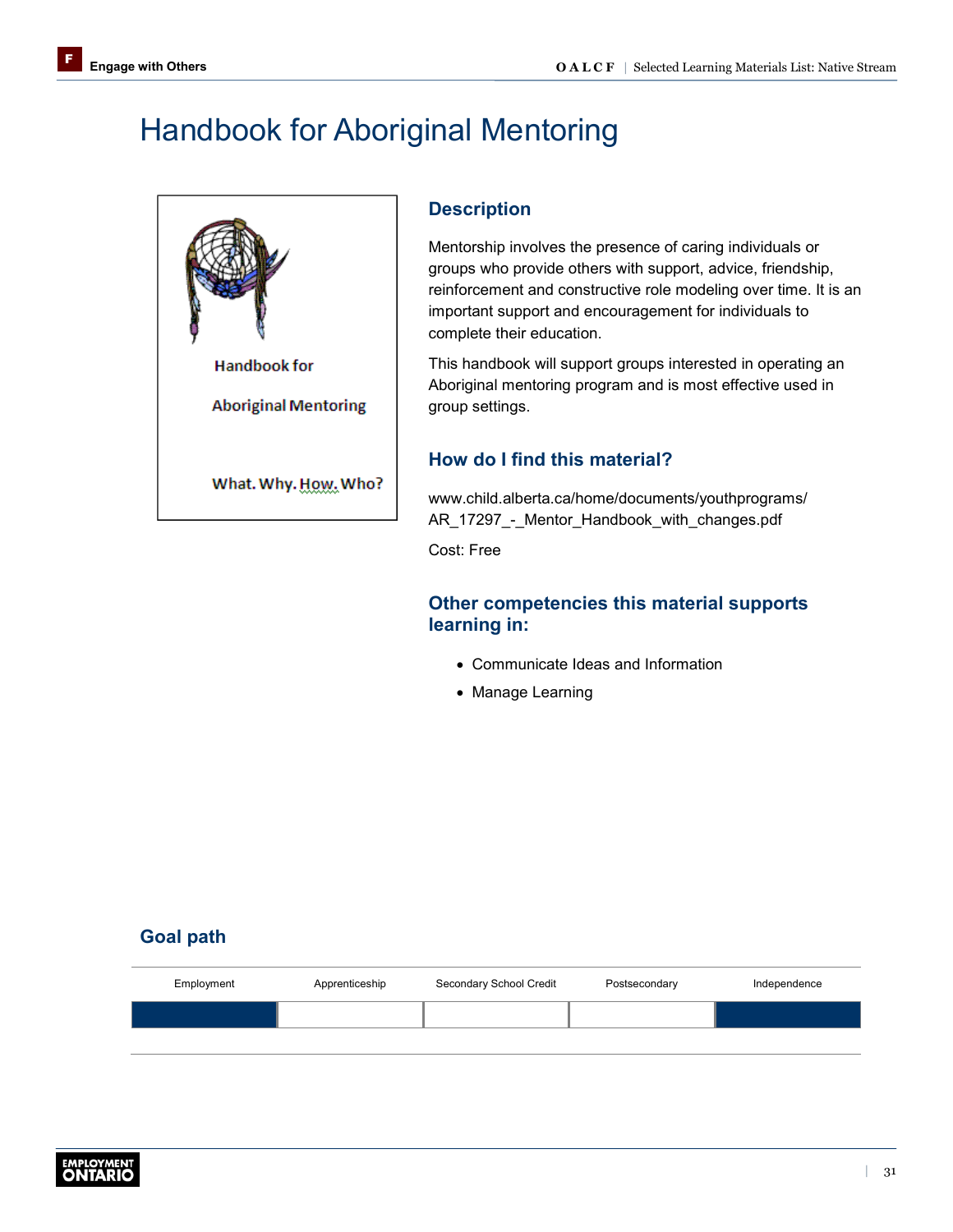# Handbook for Aboriginal Mentoring

Handbook for

Aboriginal Mentoring

What. Why. How. Who?

## Description

Mentorship involves the presence of caring individuals or groups who provide others with support, advice, friendship, reinforcement and constructive role modeling over time. It is an important support and encouragement for individuals to complete their education.

This handbook will support groups interested in operating an Aboriginal mentoring program and is most effective used in group settings.

## How do I find this material?

www.child.alberta.ca/home/documents/youthprograms/AR_17297_-_Mentor_Handbook_with_changes.pdf

Cost: Free

## Other competencies this material supports learning in:

- Communicate Ideas and Information
- Manage Learning

## Goal path

| Employment | Apprenticeship | Secondary School Credit | Postsecondary | Independence |
|---|---|---|---|---|
| ■ | | | | ■ |